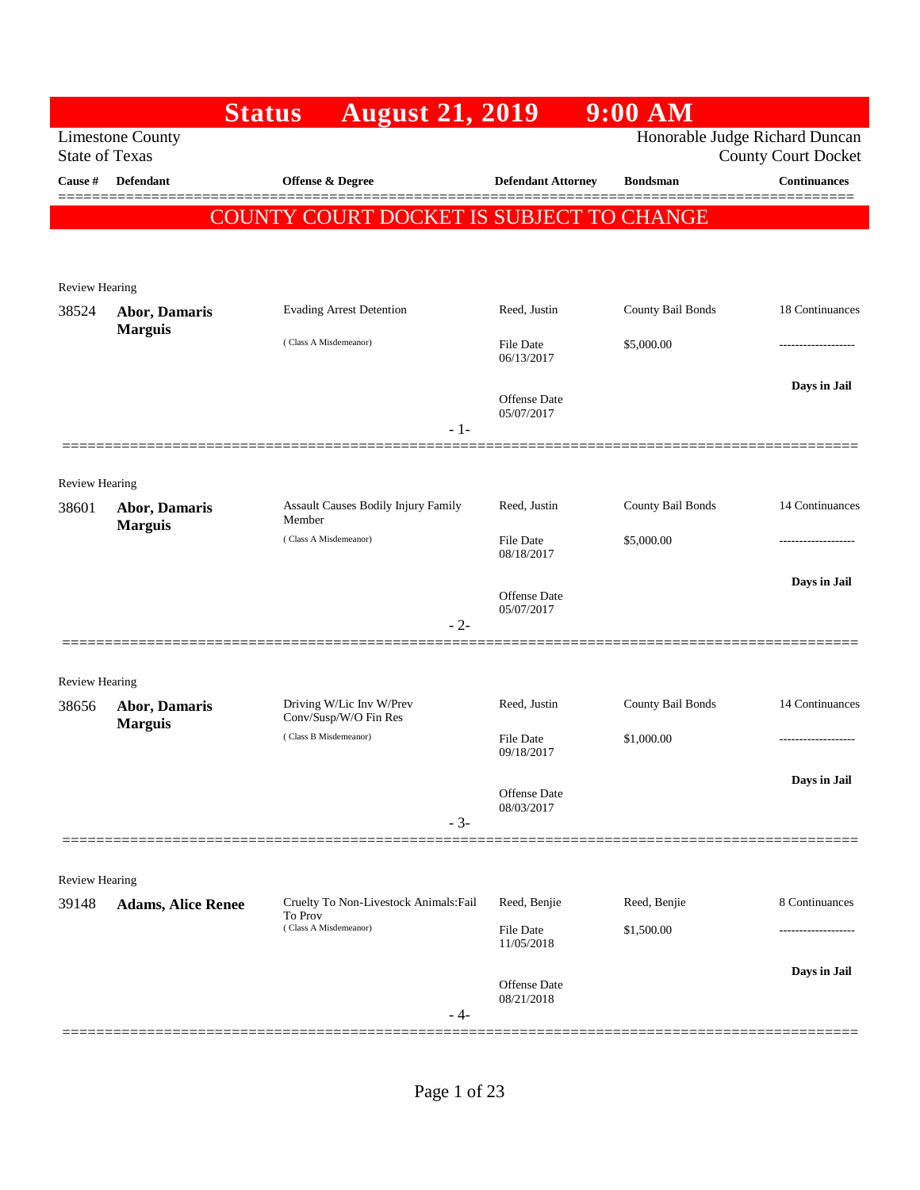# Status August 21, 2019 9:00 AM

Limestone County
State of Texas

Honorable Judge Richard Duncan
County Court Docket

| Cause # | Defendant | Offense & Degree | Defendant Attorney | Bondsman | Continuances |
|---|---|---|---|---|---|

**COUNTY COURT DOCKET IS SUBJECT TO CHANGE**

---

Review Hearing

| Cause # | Defendant | Offense & Degree | Defendant Attorney | Bondsman | Continuances |
|---|---|---|---|---|---|
| 38524 | **Abor, Damaris Marguis** | Evading Arrest Detention<br>( Class A Misdemeanor) | Reed, Justin<br>File Date 06/13/2017<br>Offense Date 05/07/2017 | County Bail Bonds<br>$5,000.00 | 18 Continuances<br>-------------------<br>**Days in Jail** |

- 1-

---

Review Hearing

| Cause # | Defendant | Offense & Degree | Defendant Attorney | Bondsman | Continuances |
|---|---|---|---|---|---|
| 38601 | **Abor, Damaris Marguis** | Assault Causes Bodily Injury Family Member<br>( Class A Misdemeanor) | Reed, Justin<br>File Date 08/18/2017<br>Offense Date 05/07/2017 | County Bail Bonds<br>$5,000.00 | 14 Continuances<br>-------------------<br>**Days in Jail** |

- 2-

---

Review Hearing

| Cause # | Defendant | Offense & Degree | Defendant Attorney | Bondsman | Continuances |
|---|---|---|---|---|---|
| 38656 | **Abor, Damaris Marguis** | Driving W/Lic Inv W/Prev Conv/Susp/W/O Fin Res<br>( Class B Misdemeanor) | Reed, Justin<br>File Date 09/18/2017<br>Offense Date 08/03/2017 | County Bail Bonds<br>$1,000.00 | 14 Continuances<br>-------------------<br>**Days in Jail** |

- 3-

---

Review Hearing

| Cause # | Defendant | Offense & Degree | Defendant Attorney | Bondsman | Continuances |
|---|---|---|---|---|---|
| 39148 | **Adams, Alice Renee** | Cruelty To Non-Livestock Animals:Fail To Prov<br>( Class A Misdemeanor) | Reed, Benjie<br>File Date 11/05/2018<br>Offense Date 08/21/2018 | Reed, Benjie<br>$1,500.00 | 8 Continuances<br>-------------------<br>**Days in Jail** |

- 4-

---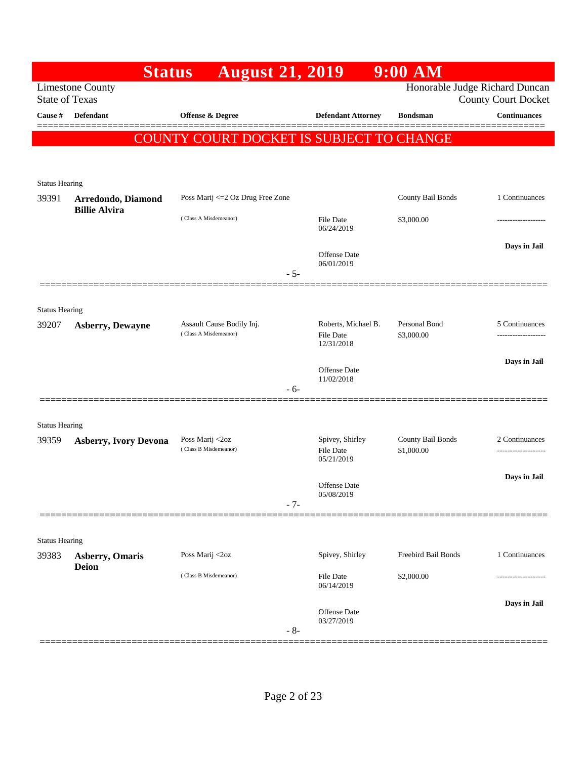# Status August 21, 2019 9:00 AM

Limestone County
State of Texas

Honorable Judge Richard Duncan
County Court Docket

**COUNTY COURT DOCKET IS SUBJECT TO CHANGE**

| Cause # | Defendant | Offense & Degree | Defendant Attorney | Bondsman | Continuances |
|---|---|---|---|---|---|
| Status Hearing | | | | | |
| 39391 | **Arredondo, Diamond Billie Alvira** | Poss Marij <=2 Oz Drug Free Zone ( Class A Misdemeanor) | File Date 06/24/2019 Offense Date 06/01/2019 | County Bail Bonds $3,000.00 | 1 Continuances ------------------- **Days in Jail** |
| | | - 5- | | | |
| Status Hearing | | | | | |
| 39207 | **Asberry, Dewayne** | Assault Cause Bodily Inj. ( Class A Misdemeanor) | Roberts, Michael B. File Date 12/31/2018 Offense Date 11/02/2018 | Personal Bond $3,000.00 | 5 Continuances ------------------- **Days in Jail** |
| | | - 6- | | | |
| Status Hearing | | | | | |
| 39359 | **Asberry, Ivory Devona** | Poss Marij <2oz ( Class B Misdemeanor) | Spivey, Shirley File Date 05/21/2019 Offense Date 05/08/2019 | County Bail Bonds $1,000.00 | 2 Continuances ------------------- **Days in Jail** |
| | | - 7- | | | |
| Status Hearing | | | | | |
| 39383 | **Asberry, Omaris Deion** | Poss Marij <2oz ( Class B Misdemeanor) | Spivey, Shirley File Date 06/14/2019 Offense Date 03/27/2019 | Freebird Bail Bonds $2,000.00 | 1 Continuances ------------------- **Days in Jail** |
| | | - 8- | | | |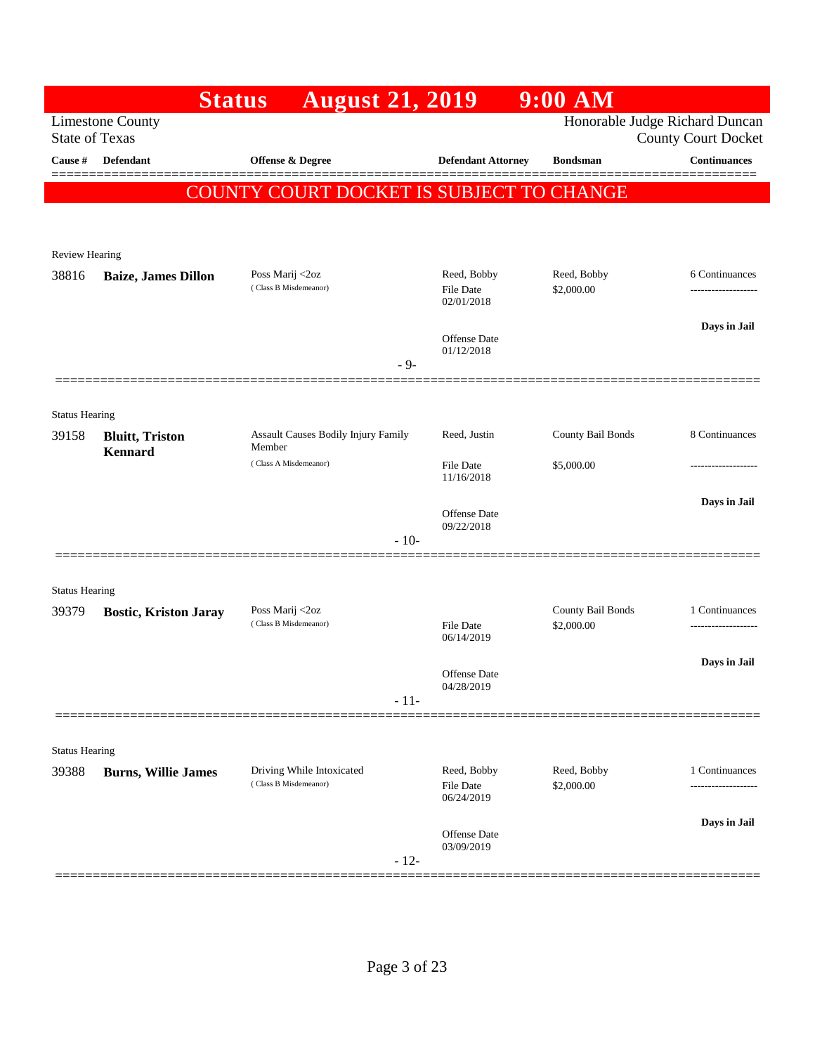# Status August 21, 2019 9:00 AM

Limestone County
State of Texas

Honorable Judge Richard Duncan
County Court Docket

**COUNTY COURT DOCKET IS SUBJECT TO CHANGE**

| Cause # | Defendant | Offense & Degree | Defendant Attorney | Bondsman | Continuances |
|---|---|---|---|---|---|
| Review Hearing | | | | | |
| 38816 | **Baize, James Dillon** | Poss Marij <2oz (Class B Misdemeanor) | Reed, Bobby<br>File Date 02/01/2018<br>Offense Date 01/12/2018 | Reed, Bobby<br>$2,000.00 | 6 Continuances<br>**Days in Jail** |
| | | - 9- | | | |
| Status Hearing | | | | | |
| 39158 | **Bluitt, Triston Kennard** | Assault Causes Bodily Injury Family Member (Class A Misdemeanor) | Reed, Justin<br>File Date 11/16/2018<br>Offense Date 09/22/2018 | County Bail Bonds<br>$5,000.00 | 8 Continuances<br>**Days in Jail** |
| | | - 10- | | | |
| Status Hearing | | | | | |
| 39379 | **Bostic, Kriston Jaray** | Poss Marij <2oz (Class B Misdemeanor) | File Date 06/14/2019<br>Offense Date 04/28/2019 | County Bail Bonds<br>$2,000.00 | 1 Continuances<br>**Days in Jail** |
| | | - 11- | | | |
| Status Hearing | | | | | |
| 39388 | **Burns, Willie James** | Driving While Intoxicated (Class B Misdemeanor) | Reed, Bobby<br>File Date 06/24/2019<br>Offense Date 03/09/2019 | Reed, Bobby<br>$2,000.00 | 1 Continuances<br>**Days in Jail** |
| | | - 12- | | | |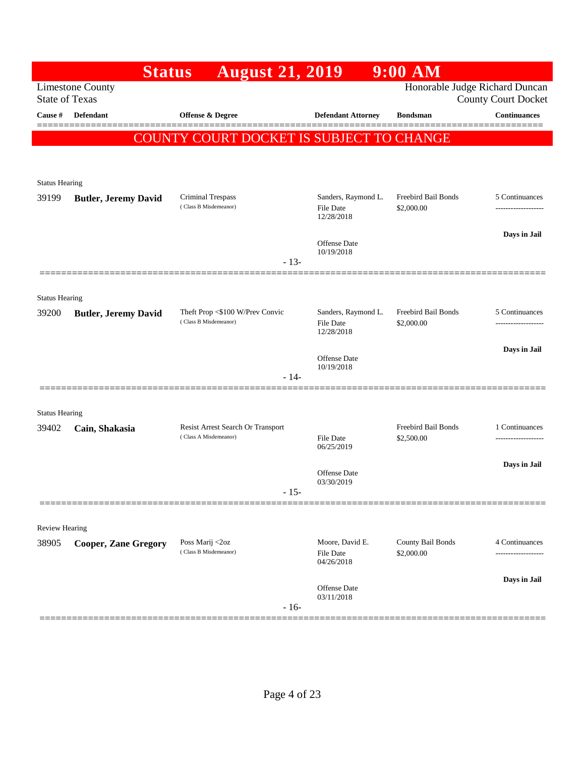# Status August 21, 2019 9:00 AM

Limestone County
State of Texas

Honorable Judge Richard Duncan
County Court Docket

| Cause # | Defendant | Offense & Degree | Defendant Attorney | Bondsman | Continuances |
|---|---|---|---|---|---|

**COUNTY COURT DOCKET IS SUBJECT TO CHANGE**

---

Status Hearing

| Cause # | Defendant | Offense & Degree | Defendant Attorney | Bondsman | Continuances |
|---|---|---|---|---|---|
| 39199 | **Butler, Jeremy David** | Criminal Trespass (Class B Misdemeanor) | Sanders, Raymond L. File Date 12/28/2018 Offense Date 10/19/2018 | Freebird Bail Bonds $2,000.00 | 5 Continuances **Days in Jail** |

- 13-

---

Status Hearing

| Cause # | Defendant | Offense & Degree | Defendant Attorney | Bondsman | Continuances |
|---|---|---|---|---|---|
| 39200 | **Butler, Jeremy David** | Theft Prop <$100 W/Prev Convic (Class B Misdemeanor) | Sanders, Raymond L. File Date 12/28/2018 Offense Date 10/19/2018 | Freebird Bail Bonds $2,000.00 | 5 Continuances **Days in Jail** |

- 14-

---

Status Hearing

| Cause # | Defendant | Offense & Degree | Defendant Attorney | Bondsman | Continuances |
|---|---|---|---|---|---|
| 39402 | **Cain, Shakasia** | Resist Arrest Search Or Transport (Class A Misdemeanor) | File Date 06/25/2019 Offense Date 03/30/2019 | Freebird Bail Bonds $2,500.00 | 1 Continuances **Days in Jail** |

- 15-

---

Review Hearing

| Cause # | Defendant | Offense & Degree | Defendant Attorney | Bondsman | Continuances |
|---|---|---|---|---|---|
| 38905 | **Cooper, Zane Gregory** | Poss Marij <2oz (Class B Misdemeanor) | Moore, David E. File Date 04/26/2018 Offense Date 03/11/2018 | County Bail Bonds $2,000.00 | 4 Continuances **Days in Jail** |

- 16-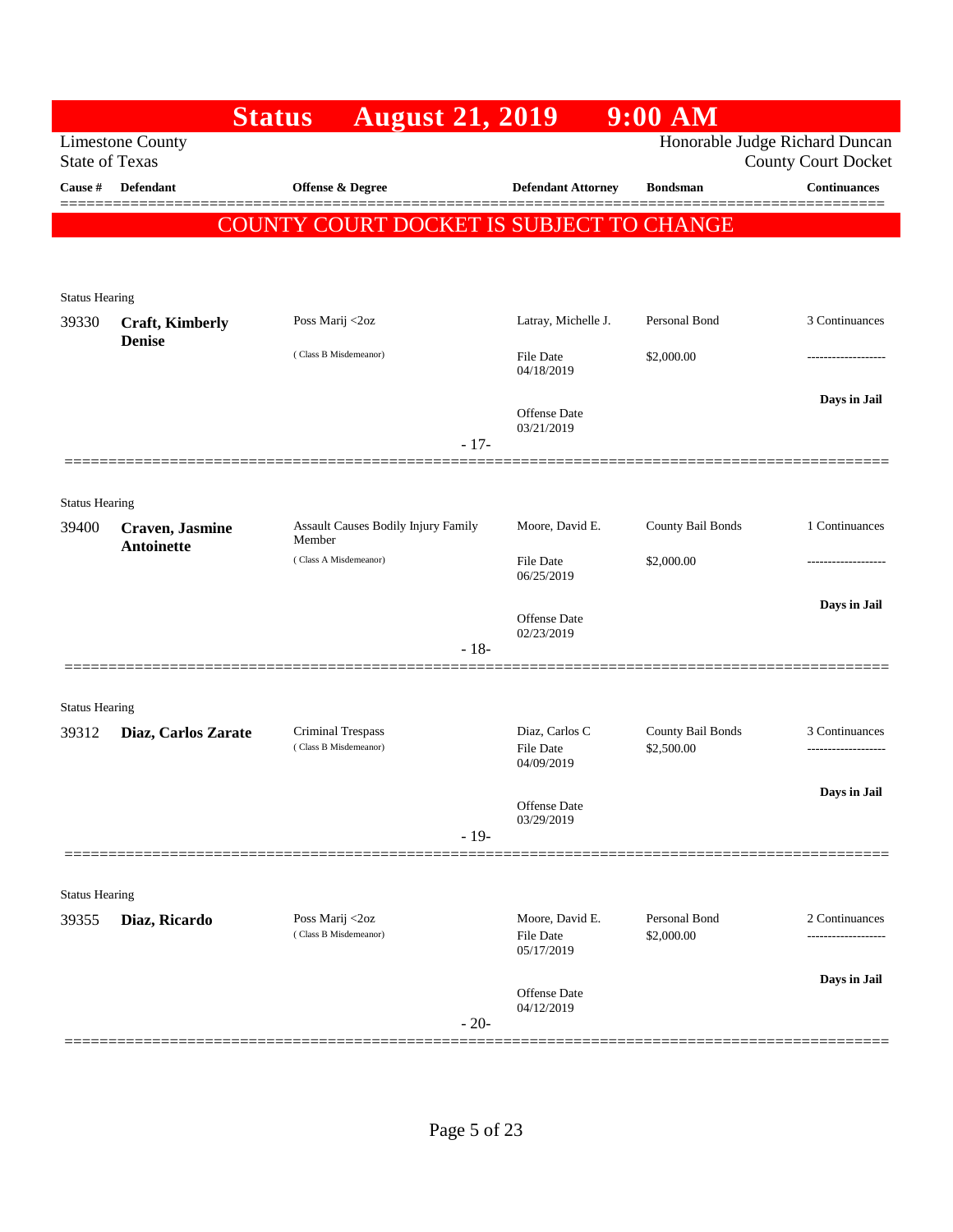# Status August 21, 2019 9:00 AM

Limestone County
State of Texas

Honorable Judge Richard Duncan
County Court Docket

**COUNTY COURT DOCKET IS SUBJECT TO CHANGE**

| Cause # | Defendant | Offense & Degree | Defendant Attorney | Bondsman | Continuances |
|---|---|---|---|---|---|
| Status Hearing | | | | | |
| 39330 | **Craft, Kimberly Denise** | Poss Marij <2oz (Class B Misdemeanor) | Latray, Michelle J. File Date 04/18/2019 Offense Date 03/21/2019 | Personal Bond $2,000.00 | 3 Continuances ------------------- **Days in Jail** |
| | | - 17- | | | |
| Status Hearing | | | | | |
| 39400 | **Craven, Jasmine Antoinette** | Assault Causes Bodily Injury Family Member (Class A Misdemeanor) | Moore, David E. File Date 06/25/2019 Offense Date 02/23/2019 | County Bail Bonds $2,000.00 | 1 Continuances ------------------- **Days in Jail** |
| | | - 18- | | | |
| Status Hearing | | | | | |
| 39312 | **Diaz, Carlos Zarate** | Criminal Trespass (Class B Misdemeanor) | Diaz, Carlos C File Date 04/09/2019 Offense Date 03/29/2019 | County Bail Bonds $2,500.00 | 3 Continuances ------------------- **Days in Jail** |
| | | - 19- | | | |
| Status Hearing | | | | | |
| 39355 | **Diaz, Ricardo** | Poss Marij <2oz (Class B Misdemeanor) | Moore, David E. File Date 05/17/2019 Offense Date 04/12/2019 | Personal Bond $2,000.00 | 2 Continuances ------------------- **Days in Jail** |
| | | - 20- | | | |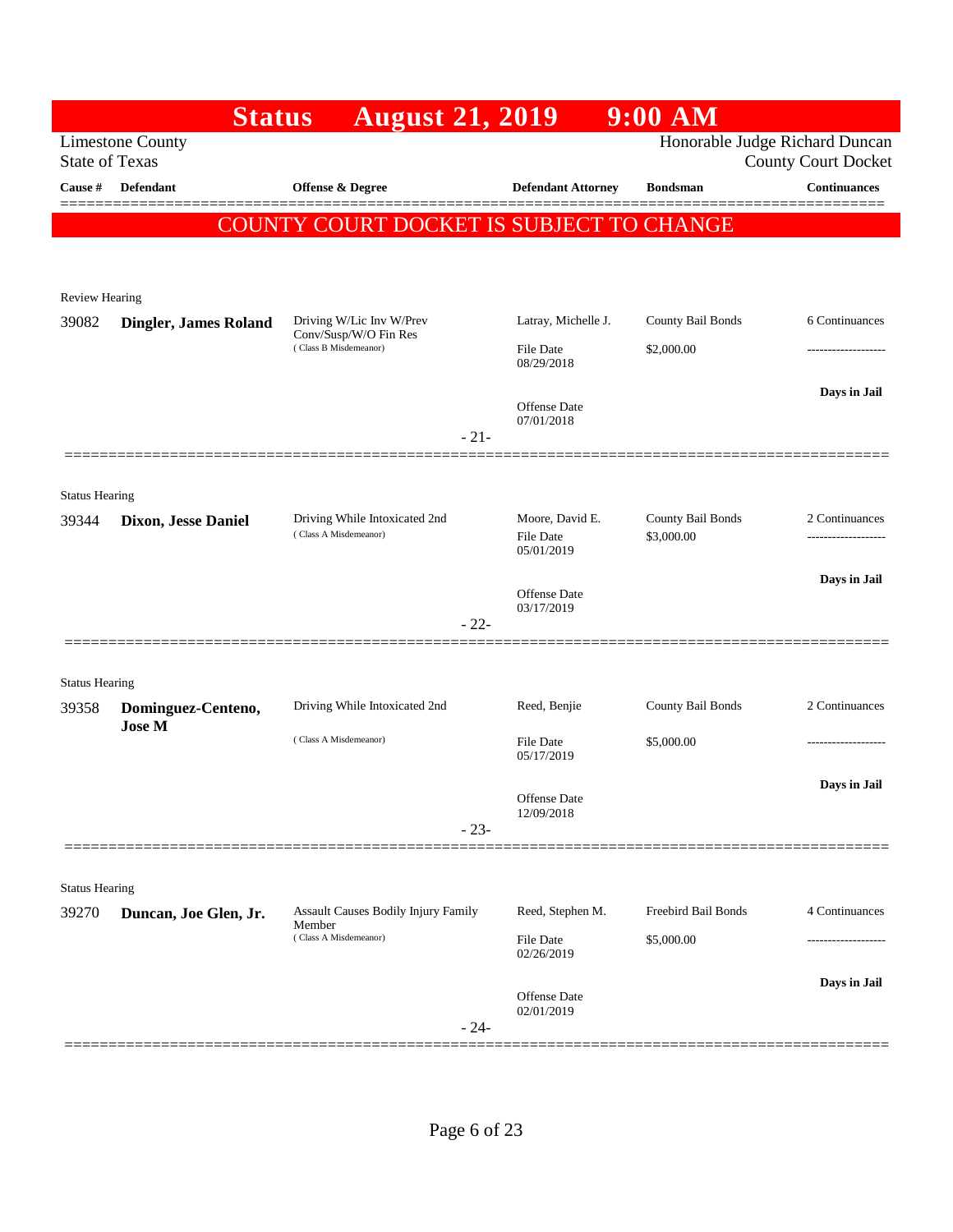# Status August 21, 2019 9:00 AM

Limestone County
State of Texas

Honorable Judge Richard Duncan
County Court Docket

| Cause # | Defendant | Offense & Degree | Defendant Attorney | Bondsman | Continuances |
|---|---|---|---|---|---|

**COUNTY COURT DOCKET IS SUBJECT TO CHANGE**

---

Review Hearing

| Cause # | Defendant | Offense & Degree | Defendant Attorney | Bondsman | Continuances |
|---|---|---|---|---|---|
| 39082 | **Dingler, James Roland** | Driving W/Lic Inv W/Prev Conv/Susp/W/O Fin Res (Class B Misdemeanor) | Latray, Michelle J. | County Bail Bonds | 6 Continuances |
| | | | File Date 08/29/2018 | $2,000.00 | ------------------- |
| | | | Offense Date 07/01/2018 | | **Days in Jail** |

- 21-

---

Status Hearing

| Cause # | Defendant | Offense & Degree | Defendant Attorney | Bondsman | Continuances |
|---|---|---|---|---|---|
| 39344 | **Dixon, Jesse Daniel** | Driving While Intoxicated 2nd (Class A Misdemeanor) | Moore, David E. | County Bail Bonds | 2 Continuances |
| | | | File Date 05/01/2019 | $3,000.00 | ------------------- |
| | | | Offense Date 03/17/2019 | | **Days in Jail** |

- 22-

---

Status Hearing

| Cause # | Defendant | Offense & Degree | Defendant Attorney | Bondsman | Continuances |
|---|---|---|---|---|---|
| 39358 | **Dominguez-Centeno, Jose M** | Driving While Intoxicated 2nd (Class A Misdemeanor) | Reed, Benjie | County Bail Bonds | 2 Continuances |
| | | | File Date 05/17/2019 | $5,000.00 | ------------------- |
| | | | Offense Date 12/09/2018 | | **Days in Jail** |

- 23-

---

Status Hearing

| Cause # | Defendant | Offense & Degree | Defendant Attorney | Bondsman | Continuances |
|---|---|---|---|---|---|
| 39270 | **Duncan, Joe Glen, Jr.** | Assault Causes Bodily Injury Family Member (Class A Misdemeanor) | Reed, Stephen M. | Freebird Bail Bonds | 4 Continuances |
| | | | File Date 02/26/2019 | $5,000.00 | ------------------- |
| | | | Offense Date 02/01/2019 | | **Days in Jail** |

- 24-

---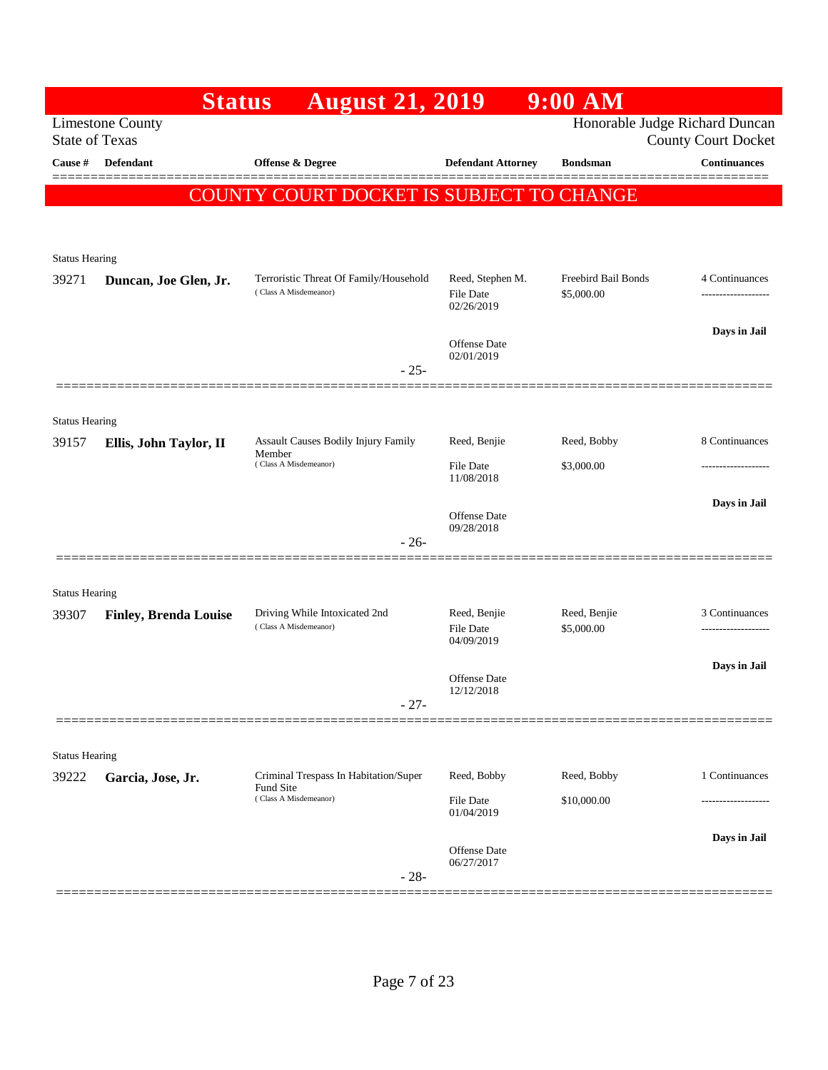# Status August 21, 2019 9:00 AM

Limestone County
State of Texas

Honorable Judge Richard Duncan
County Court Docket

| Cause # | Defendant | Offense & Degree | Defendant Attorney | Bondsman | Continuances |
|---|---|---|---|---|---|

**COUNTY COURT DOCKET IS SUBJECT TO CHANGE**

---

Status Hearing

| Cause # | Defendant | Offense & Degree | Defendant Attorney | Bondsman | Continuances |
|---|---|---|---|---|---|
| 39271 | **Duncan, Joe Glen, Jr.** | Terroristic Threat Of Family/Household (Class A Misdemeanor) | Reed, Stephen M. | Freebird Bail Bonds | 4 Continuances |
| | | | File Date 02/26/2019 | $5,000.00 | ------------------- |
| | | | Offense Date 02/01/2019 | | **Days in Jail** |

- 25-

---

Status Hearing

| Cause # | Defendant | Offense & Degree | Defendant Attorney | Bondsman | Continuances |
|---|---|---|---|---|---|
| 39157 | **Ellis, John Taylor, II** | Assault Causes Bodily Injury Family Member (Class A Misdemeanor) | Reed, Benjie | Reed, Bobby | 8 Continuances |
| | | | File Date 11/08/2018 | $3,000.00 | ------------------- |
| | | | Offense Date 09/28/2018 | | **Days in Jail** |

- 26-

---

Status Hearing

| Cause # | Defendant | Offense & Degree | Defendant Attorney | Bondsman | Continuances |
|---|---|---|---|---|---|
| 39307 | **Finley, Brenda Louise** | Driving While Intoxicated 2nd (Class A Misdemeanor) | Reed, Benjie | Reed, Benjie | 3 Continuances |
| | | | File Date 04/09/2019 | $5,000.00 | ------------------- |
| | | | Offense Date 12/12/2018 | | **Days in Jail** |

- 27-

---

Status Hearing

| Cause # | Defendant | Offense & Degree | Defendant Attorney | Bondsman | Continuances |
|---|---|---|---|---|---|
| 39222 | **Garcia, Jose, Jr.** | Criminal Trespass In Habitation/Super Fund Site (Class A Misdemeanor) | Reed, Bobby | Reed, Bobby | 1 Continuances |
| | | | File Date 01/04/2019 | $10,000.00 | ------------------- |
| | | | Offense Date 06/27/2017 | | **Days in Jail** |

- 28-

---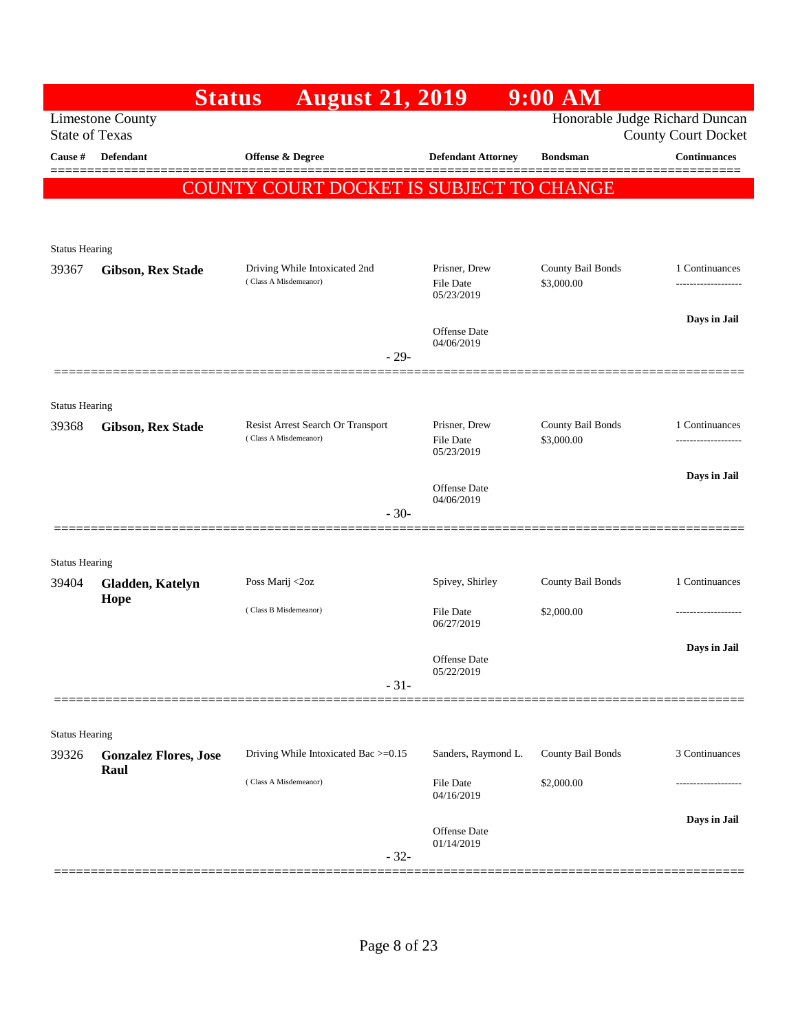# Status August 21, 2019 9:00 AM

Limestone County
State of Texas

Honorable Judge Richard Duncan
County Court Docket

**COUNTY COURT DOCKET IS SUBJECT TO CHANGE**

| Cause # | Defendant | Offense & Degree | Defendant Attorney | Bondsman | Continuances |
|---|---|---|---|---|---|
| Status Hearing | | | | | |
| 39367 | **Gibson, Rex Stade** | Driving While Intoxicated 2nd (Class A Misdemeanor) | Prisner, Drew<br>File Date 05/23/2019<br>Offense Date 04/06/2019 | County Bail Bonds<br>$3,000.00 | 1 Continuances<br>**Days in Jail** |
| | | - 29- | | | |
| Status Hearing | | | | | |
| 39368 | **Gibson, Rex Stade** | Resist Arrest Search Or Transport (Class A Misdemeanor) | Prisner, Drew<br>File Date 05/23/2019<br>Offense Date 04/06/2019 | County Bail Bonds<br>$3,000.00 | 1 Continuances<br>**Days in Jail** |
| | | - 30- | | | |
| Status Hearing | | | | | |
| 39404 | **Gladden, Katelyn Hope** | Poss Marij <2oz (Class B Misdemeanor) | Spivey, Shirley<br>File Date 06/27/2019<br>Offense Date 05/22/2019 | County Bail Bonds<br>$2,000.00 | 1 Continuances<br>**Days in Jail** |
| | | - 31- | | | |
| Status Hearing | | | | | |
| 39326 | **Gonzalez Flores, Jose Raul** | Driving While Intoxicated Bac >=0.15 (Class A Misdemeanor) | Sanders, Raymond L.<br>File Date 04/16/2019<br>Offense Date 01/14/2019 | County Bail Bonds<br>$2,000.00 | 3 Continuances<br>**Days in Jail** |
| | | - 32- | | | |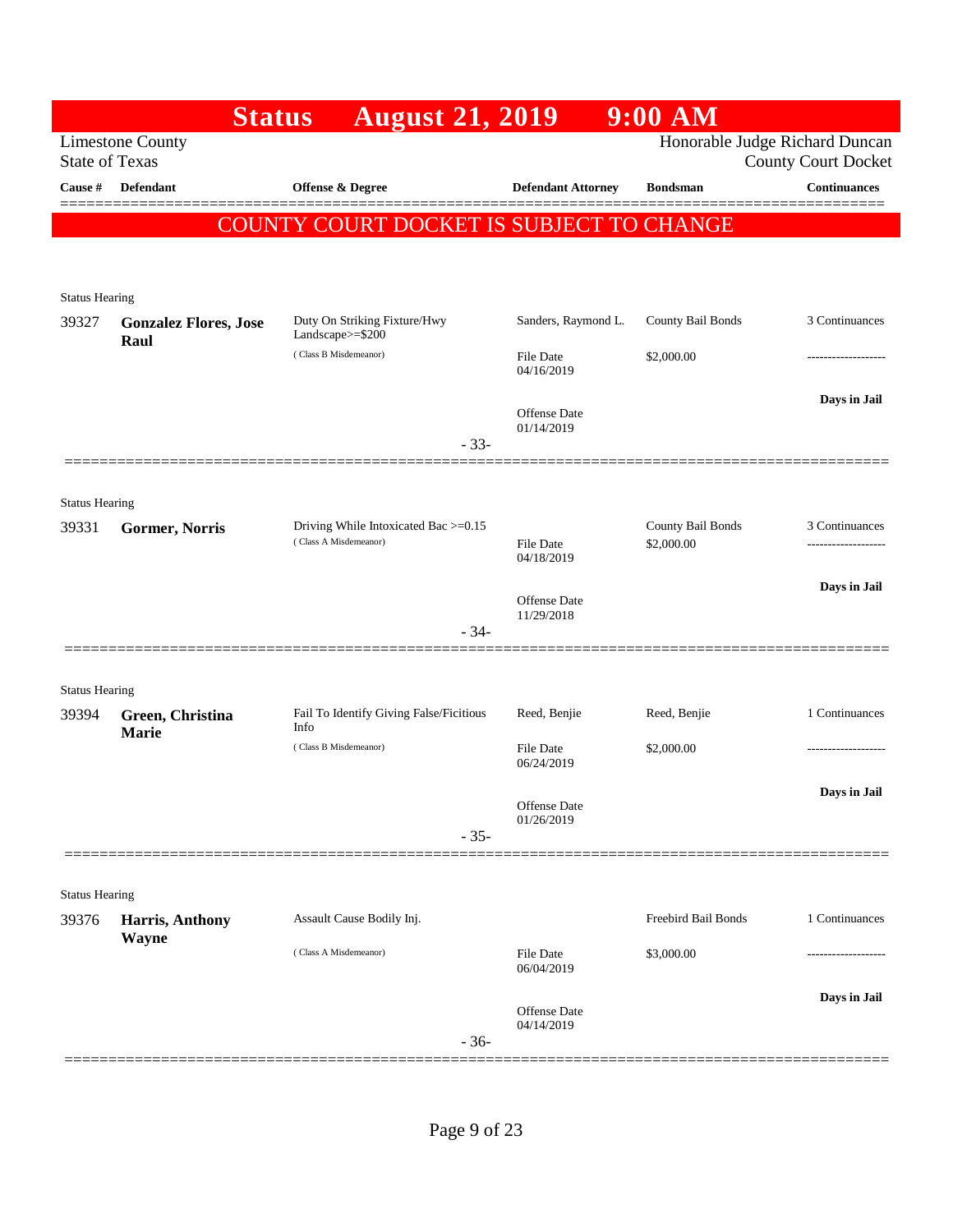# Status August 21, 2019 9:00 AM

Limestone County
State of Texas

Honorable Judge Richard Duncan
County Court Docket

| Cause # | Defendant | Offense & Degree | Defendant Attorney | Bondsman | Continuances |
|---|---|---|---|---|---|

**COUNTY COURT DOCKET IS SUBJECT TO CHANGE**

---

Status Hearing

| Cause # | Defendant | Offense & Degree | Defendant Attorney | Bondsman | Continuances |
|---|---|---|---|---|---|
| 39327 | **Gonzalez Flores, Jose Raul** | Duty On Striking Fixture/Hwy Landscape>=$200 (Class B Misdemeanor) | Sanders, Raymond L. | County Bail Bonds | 3 Continuances |
| | | | File Date 04/16/2019 | $2,000.00 | ------------------- |
| | | | Offense Date 01/14/2019 | | **Days in Jail** |

- 33-

---

Status Hearing

| Cause # | Defendant | Offense & Degree | Defendant Attorney | Bondsman | Continuances |
|---|---|---|---|---|---|
| 39331 | **Gormer, Norris** | Driving While Intoxicated Bac >=0.15 (Class A Misdemeanor) | | County Bail Bonds | 3 Continuances |
| | | | File Date 04/18/2019 | $2,000.00 | ------------------- |
| | | | Offense Date 11/29/2018 | | **Days in Jail** |

- 34-

---

Status Hearing

| Cause # | Defendant | Offense & Degree | Defendant Attorney | Bondsman | Continuances |
|---|---|---|---|---|---|
| 39394 | **Green, Christina Marie** | Fail To Identify Giving False/Ficitious Info (Class B Misdemeanor) | Reed, Benjie | Reed, Benjie | 1 Continuances |
| | | | File Date 06/24/2019 | $2,000.00 | ------------------- |
| | | | Offense Date 01/26/2019 | | **Days in Jail** |

- 35-

---

Status Hearing

| Cause # | Defendant | Offense & Degree | Defendant Attorney | Bondsman | Continuances |
|---|---|---|---|---|---|
| 39376 | **Harris, Anthony Wayne** | Assault Cause Bodily Inj. (Class A Misdemeanor) | | Freebird Bail Bonds | 1 Continuances |
| | | | File Date 06/04/2019 | $3,000.00 | ------------------- |
| | | | Offense Date 04/14/2019 | | **Days in Jail** |

- 36-

---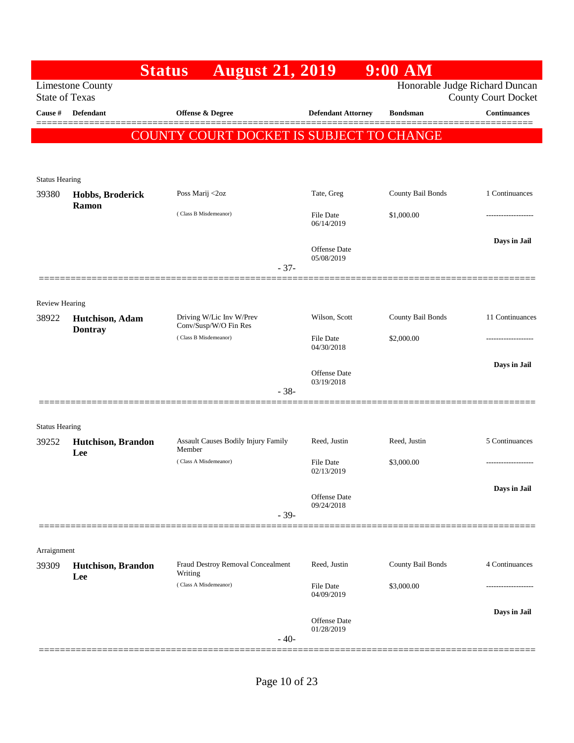# Status August 21, 2019 9:00 AM

Limestone County
State of Texas

Honorable Judge Richard Duncan
County Court Docket

| Cause # | Defendant | Offense & Degree | Defendant Attorney | Bondsman | Continuances |
|---|---|---|---|---|---|

**COUNTY COURT DOCKET IS SUBJECT TO CHANGE**

Status Hearing

| Cause # | Defendant | Offense & Degree | Defendant Attorney | Bondsman | Continuances |
|---|---|---|---|---|---|
| 39380 | **Hobbs, Broderick Ramon** | Poss Marij <2oz (Class B Misdemeanor) | Tate, Greg<br>File Date 06/14/2019<br>Offense Date 05/08/2019 | County Bail Bonds<br>$1,000.00 | 1 Continuances<br>-------------------<br>**Days in Jail** |

- 37-

Review Hearing

| Cause # | Defendant | Offense & Degree | Defendant Attorney | Bondsman | Continuances |
|---|---|---|---|---|---|
| 38922 | **Hutchison, Adam Dontray** | Driving W/Lic Inv W/Prev Conv/Susp/W/O Fin Res (Class B Misdemeanor) | Wilson, Scott<br>File Date 04/30/2018<br>Offense Date 03/19/2018 | County Bail Bonds<br>$2,000.00 | 11 Continuances<br>-------------------<br>**Days in Jail** |

- 38-

Status Hearing

| Cause # | Defendant | Offense & Degree | Defendant Attorney | Bondsman | Continuances |
|---|---|---|---|---|---|
| 39252 | **Hutchison, Brandon Lee** | Assault Causes Bodily Injury Family Member (Class A Misdemeanor) | Reed, Justin<br>File Date 02/13/2019<br>Offense Date 09/24/2018 | Reed, Justin<br>$3,000.00 | 5 Continuances<br>-------------------<br>**Days in Jail** |

- 39-

Arraignment

| Cause # | Defendant | Offense & Degree | Defendant Attorney | Bondsman | Continuances |
|---|---|---|---|---|---|
| 39309 | **Hutchison, Brandon Lee** | Fraud Destroy Removal Concealment Writing (Class A Misdemeanor) | Reed, Justin<br>File Date 04/09/2019<br>Offense Date 01/28/2019 | County Bail Bonds<br>$3,000.00 | 4 Continuances<br>-------------------<br>**Days in Jail** |

- 40-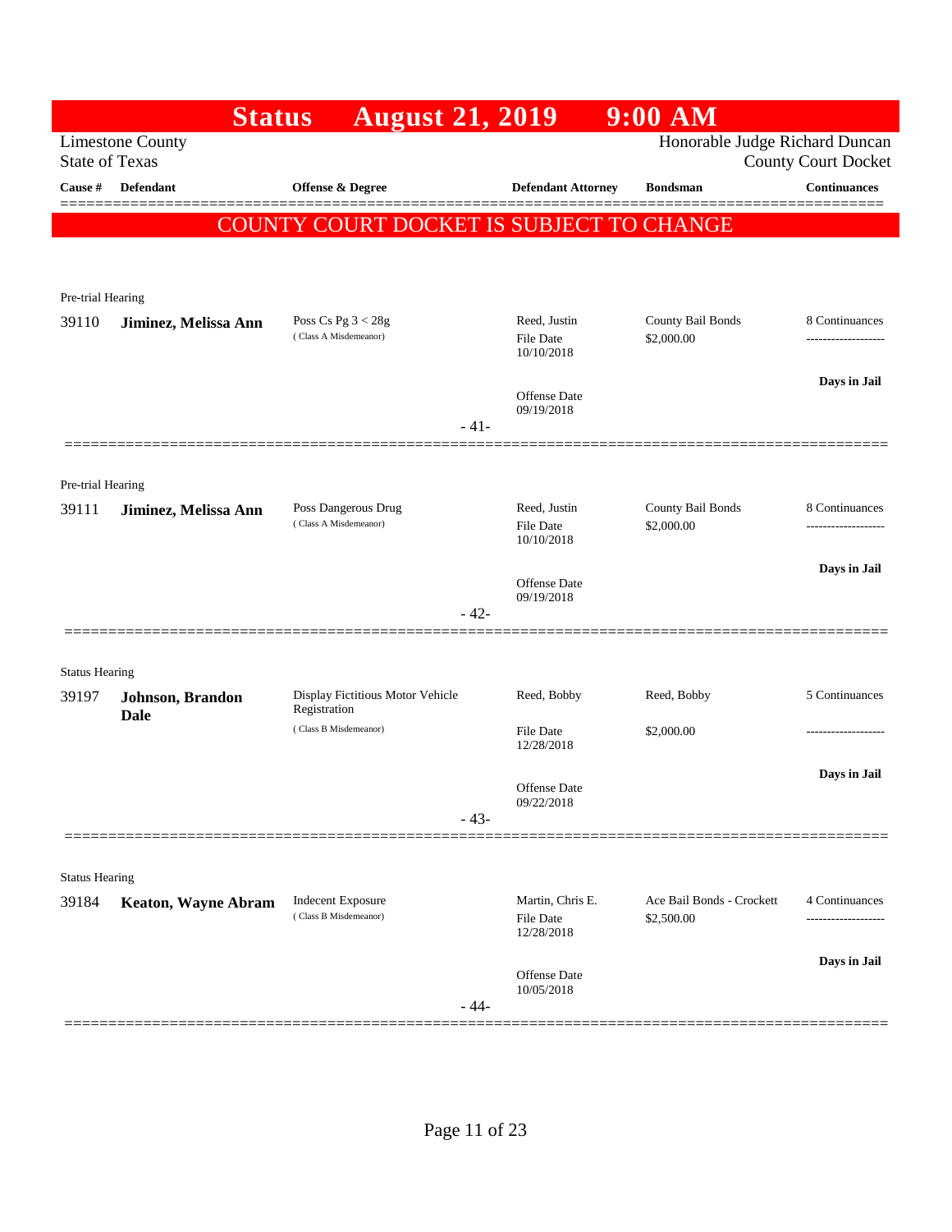# Status August 21, 2019 9:00 AM

Limestone County
State of Texas

Honorable Judge Richard Duncan
County Court Docket

**COUNTY COURT DOCKET IS SUBJECT TO CHANGE**

| Cause # | Defendant | Offense & Degree | Defendant Attorney | Bondsman | Continuances |
|---|---|---|---|---|---|
| Pre-trial Hearing | | | | | |
| 39110 | **Jiminez, Melissa Ann** | Poss Cs Pg 3 < 28g (Class A Misdemeanor) | Reed, Justin<br>File Date 10/10/2018<br>Offense Date 09/19/2018 | County Bail Bonds<br>$2,000.00 | 8 Continuances<br>**Days in Jail** |
| | | - 41- | | | |
| Pre-trial Hearing | | | | | |
| 39111 | **Jiminez, Melissa Ann** | Poss Dangerous Drug (Class A Misdemeanor) | Reed, Justin<br>File Date 10/10/2018<br>Offense Date 09/19/2018 | County Bail Bonds<br>$2,000.00 | 8 Continuances<br>**Days in Jail** |
| | | - 42- | | | |
| Status Hearing | | | | | |
| 39197 | **Johnson, Brandon Dale** | Display Fictitious Motor Vehicle Registration (Class B Misdemeanor) | Reed, Bobby<br>File Date 12/28/2018<br>Offense Date 09/22/2018 | Reed, Bobby<br>$2,000.00 | 5 Continuances<br>**Days in Jail** |
| | | - 43- | | | |
| Status Hearing | | | | | |
| 39184 | **Keaton, Wayne Abram** | Indecent Exposure (Class B Misdemeanor) | Martin, Chris E.<br>File Date 12/28/2018<br>Offense Date 10/05/2018 | Ace Bail Bonds - Crockett<br>$2,500.00 | 4 Continuances<br>**Days in Jail** |
| | | - 44- | | | |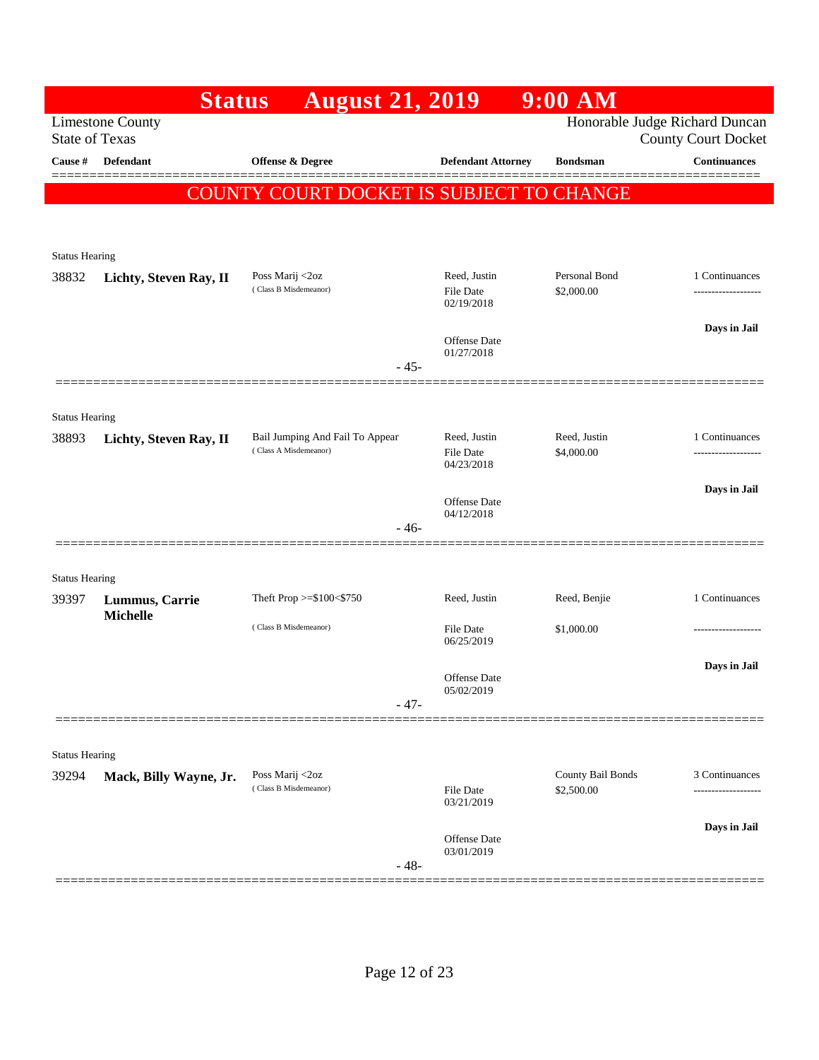# Status August 21, 2019 9:00 AM

Limestone County
State of Texas

Honorable Judge Richard Duncan
County Court Docket

**COUNTY COURT DOCKET IS SUBJECT TO CHANGE**

| Cause # | Defendant | Offense & Degree | Defendant Attorney | Bondsman | Continuances |
|---|---|---|---|---|---|
| Status Hearing | | | | | |
| 38832 | **Lichty, Steven Ray, II** | Poss Marij <2oz (Class B Misdemeanor) | Reed, Justin<br>File Date 02/19/2018<br>Offense Date 01/27/2018 | Personal Bond<br>$2,000.00 | 1 Continuances<br>**Days in Jail** |
| | | - 45- | | | |
| Status Hearing | | | | | |
| 38893 | **Lichty, Steven Ray, II** | Bail Jumping And Fail To Appear (Class A Misdemeanor) | Reed, Justin<br>File Date 04/23/2018<br>Offense Date 04/12/2018 | Reed, Justin<br>$4,000.00 | 1 Continuances<br>**Days in Jail** |
| | | - 46- | | | |
| Status Hearing | | | | | |
| 39397 | **Lummus, Carrie Michelle** | Theft Prop >=$100<$750 (Class B Misdemeanor) | Reed, Justin<br>File Date 06/25/2019<br>Offense Date 05/02/2019 | Reed, Benjie<br>$1,000.00 | 1 Continuances<br>**Days in Jail** |
| | | - 47- | | | |
| Status Hearing | | | | | |
| 39294 | **Mack, Billy Wayne, Jr.** | Poss Marij <2oz (Class B Misdemeanor) | File Date 03/21/2019<br>Offense Date 03/01/2019 | County Bail Bonds<br>$2,500.00 | 3 Continuances<br>**Days in Jail** |
| | | - 48- | | | |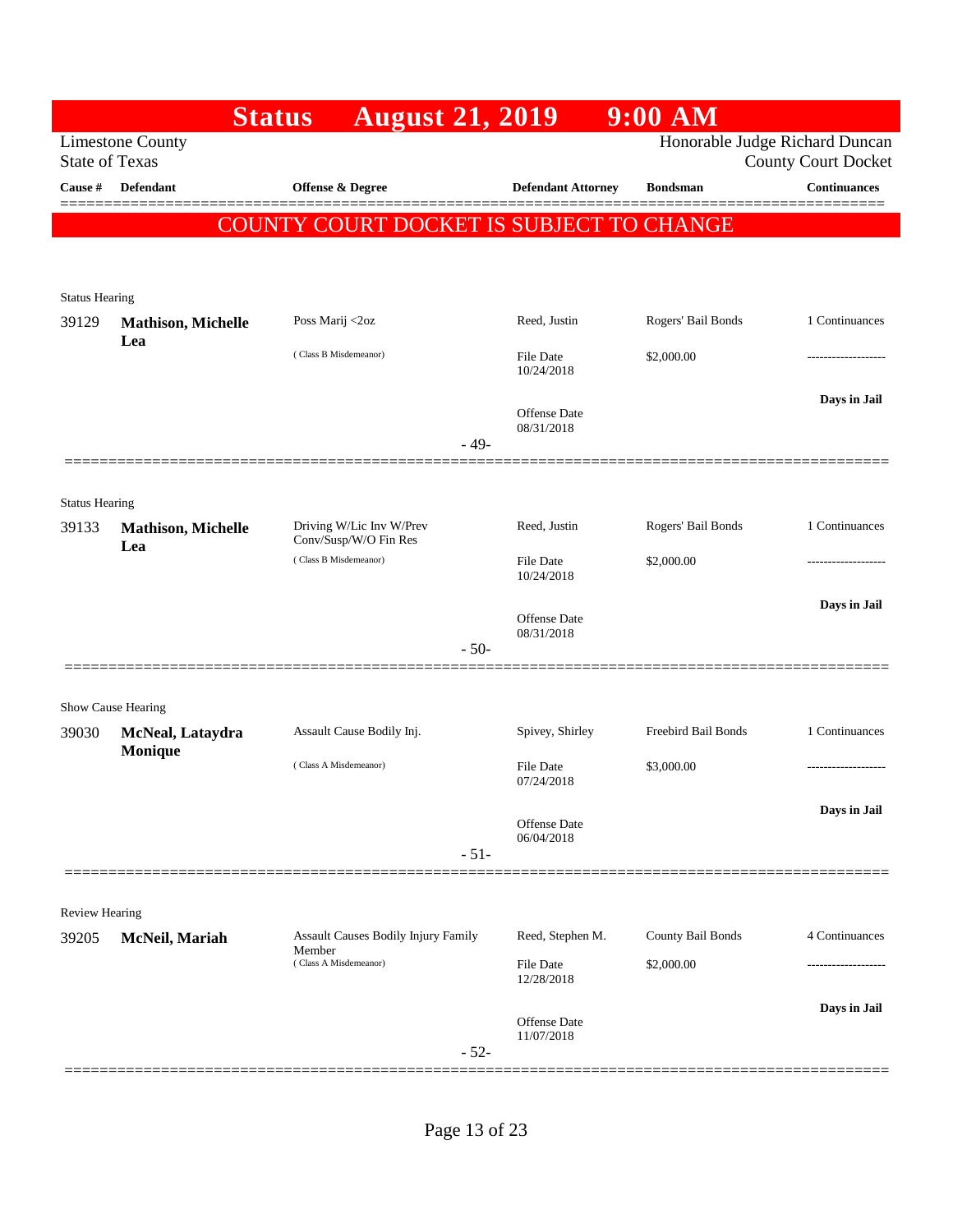# Status August 21, 2019 9:00 AM

Limestone County
State of Texas

Honorable Judge Richard Duncan
County Court Docket

| Cause # | Defendant | Offense & Degree | Defendant Attorney | Bondsman | Continuances |
|---|---|---|---|---|---|

**COUNTY COURT DOCKET IS SUBJECT TO CHANGE**

---

Status Hearing

| Cause # | Defendant | Offense & Degree | Defendant Attorney | Bondsman | Continuances |
|---|---|---|---|---|---|
| 39129 | **Mathison, Michelle Lea** | Poss Marij <2oz (Class B Misdemeanor) | Reed, Justin | Rogers' Bail Bonds | 1 Continuances |
| | | | File Date 10/24/2018 | $2,000.00 | ------------------- |
| | | | Offense Date 08/31/2018 | | **Days in Jail** |

- 49-

---

Status Hearing

| Cause # | Defendant | Offense & Degree | Defendant Attorney | Bondsman | Continuances |
|---|---|---|---|---|---|
| 39133 | **Mathison, Michelle Lea** | Driving W/Lic Inv W/Prev Conv/Susp/W/O Fin Res (Class B Misdemeanor) | Reed, Justin | Rogers' Bail Bonds | 1 Continuances |
| | | | File Date 10/24/2018 | $2,000.00 | ------------------- |
| | | | Offense Date 08/31/2018 | | **Days in Jail** |

- 50-

---

Show Cause Hearing

| Cause # | Defendant | Offense & Degree | Defendant Attorney | Bondsman | Continuances |
|---|---|---|---|---|---|
| 39030 | **McNeal, Lataydra Monique** | Assault Cause Bodily Inj. (Class A Misdemeanor) | Spivey, Shirley | Freebird Bail Bonds | 1 Continuances |
| | | | File Date 07/24/2018 | $3,000.00 | ------------------- |
| | | | Offense Date 06/04/2018 | | **Days in Jail** |

- 51-

---

Review Hearing

| Cause # | Defendant | Offense & Degree | Defendant Attorney | Bondsman | Continuances |
|---|---|---|---|---|---|
| 39205 | **McNeil, Mariah** | Assault Causes Bodily Injury Family Member (Class A Misdemeanor) | Reed, Stephen M. | County Bail Bonds | 4 Continuances |
| | | | File Date 12/28/2018 | $2,000.00 | ------------------- |
| | | | Offense Date 11/07/2018 | | **Days in Jail** |

- 52-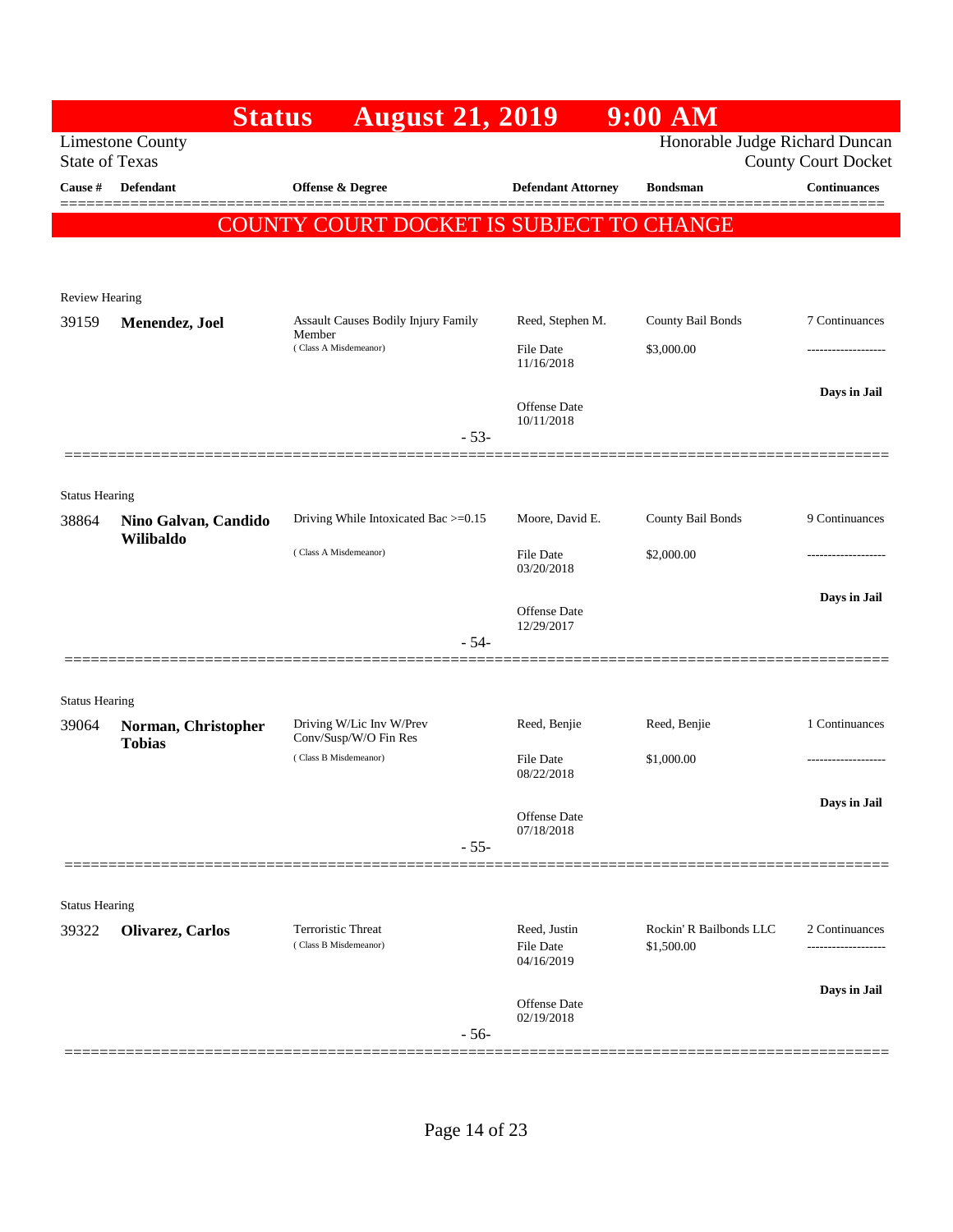# Status August 21, 2019 9:00 AM

Limestone County
State of Texas

Honorable Judge Richard Duncan
County Court Docket

| Cause # | Defendant | Offense & Degree | Defendant Attorney | Bondsman | Continuances |
|---|---|---|---|---|---|

**COUNTY COURT DOCKET IS SUBJECT TO CHANGE**

Review Hearing

| Cause # | Defendant | Offense & Degree | Defendant Attorney | Bondsman | Continuances |
|---|---|---|---|---|---|
| 39159 | **Menendez, Joel** | Assault Causes Bodily Injury Family Member (Class A Misdemeanor) | Reed, Stephen M. | County Bail Bonds | 7 Continuances |
| | | | File Date 11/16/2018 | $3,000.00 | ------------------- |
| | | | Offense Date 10/11/2018 | | **Days in Jail** |

- 53-

Status Hearing

| Cause # | Defendant | Offense & Degree | Defendant Attorney | Bondsman | Continuances |
|---|---|---|---|---|---|
| 38864 | **Nino Galvan, Candido Wilibaldo** | Driving While Intoxicated Bac >=0.15 (Class A Misdemeanor) | Moore, David E. | County Bail Bonds | 9 Continuances |
| | | | File Date 03/20/2018 | $2,000.00 | ------------------- |
| | | | Offense Date 12/29/2017 | | **Days in Jail** |

- 54-

Status Hearing

| Cause # | Defendant | Offense & Degree | Defendant Attorney | Bondsman | Continuances |
|---|---|---|---|---|---|
| 39064 | **Norman, Christopher Tobias** | Driving W/Lic Inv W/Prev Conv/Susp/W/O Fin Res (Class B Misdemeanor) | Reed, Benjie | Reed, Benjie | 1 Continuances |
| | | | File Date 08/22/2018 | $1,000.00 | ------------------- |
| | | | Offense Date 07/18/2018 | | **Days in Jail** |

- 55-

Status Hearing

| Cause # | Defendant | Offense & Degree | Defendant Attorney | Bondsman | Continuances |
|---|---|---|---|---|---|
| 39322 | **Olivarez, Carlos** | Terroristic Threat (Class B Misdemeanor) | Reed, Justin | Rockin' R Bailbonds LLC | 2 Continuances |
| | | | File Date 04/16/2019 | $1,500.00 | ------------------- |
| | | | Offense Date 02/19/2018 | | **Days in Jail** |

- 56-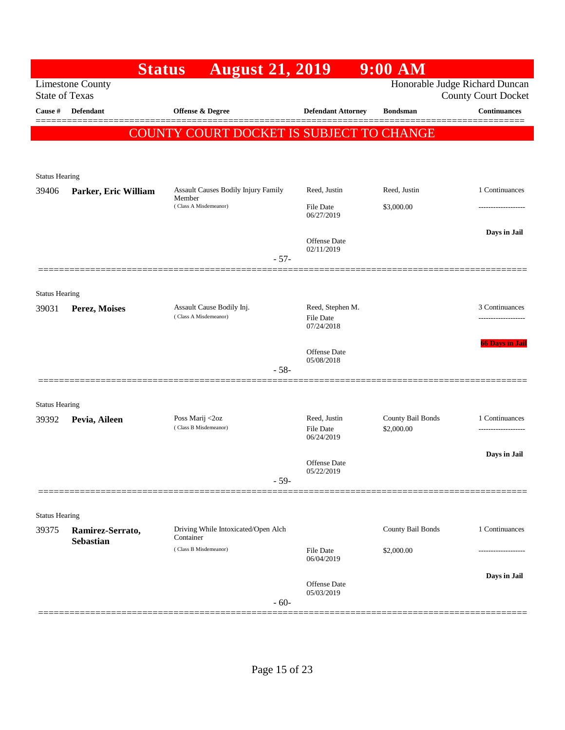# Status August 21, 2019 9:00 AM

Limestone County
State of Texas

Honorable Judge Richard Duncan
County Court Docket

| Cause # | Defendant | Offense & Degree | Defendant Attorney | Bondsman | Continuances |
|---|---|---|---|---|---|

**COUNTY COURT DOCKET IS SUBJECT TO CHANGE**

---

Status Hearing

| Cause # | Defendant | Offense & Degree | Defendant Attorney | Bondsman | Continuances |
|---|---|---|---|---|---|
| 39406 | **Parker, Eric William** | Assault Causes Bodily Injury Family Member (Class A Misdemeanor) | Reed, Justin | Reed, Justin | 1 Continuances |
| | | | File Date 06/27/2019 | $3,000.00 | ------------------- |
| | | | Offense Date 02/11/2019 | | **Days in Jail** |

- 57-

---

Status Hearing

| Cause # | Defendant | Offense & Degree | Defendant Attorney | Bondsman | Continuances |
|---|---|---|---|---|---|
| 39031 | **Perez, Moises** | Assault Cause Bodily Inj. (Class A Misdemeanor) | Reed, Stephen M. | | 3 Continuances |
| | | | File Date 07/24/2018 | | ------------------- |
| | | | Offense Date 05/08/2018 | | **66 Days in Jail** |

- 58-

---

Status Hearing

| Cause # | Defendant | Offense & Degree | Defendant Attorney | Bondsman | Continuances |
|---|---|---|---|---|---|
| 39392 | **Pevia, Aileen** | Poss Marij <2oz (Class B Misdemeanor) | Reed, Justin | County Bail Bonds | 1 Continuances |
| | | | File Date 06/24/2019 | $2,000.00 | ------------------- |
| | | | Offense Date 05/22/2019 | | **Days in Jail** |

- 59-

---

Status Hearing

| Cause # | Defendant | Offense & Degree | Defendant Attorney | Bondsman | Continuances |
|---|---|---|---|---|---|
| 39375 | **Ramirez-Serrato, Sebastian** | Driving While Intoxicated/Open Alch Container (Class B Misdemeanor) | | County Bail Bonds | 1 Continuances |
| | | | File Date 06/04/2019 | $2,000.00 | ------------------- |
| | | | Offense Date 05/03/2019 | | **Days in Jail** |

- 60-

---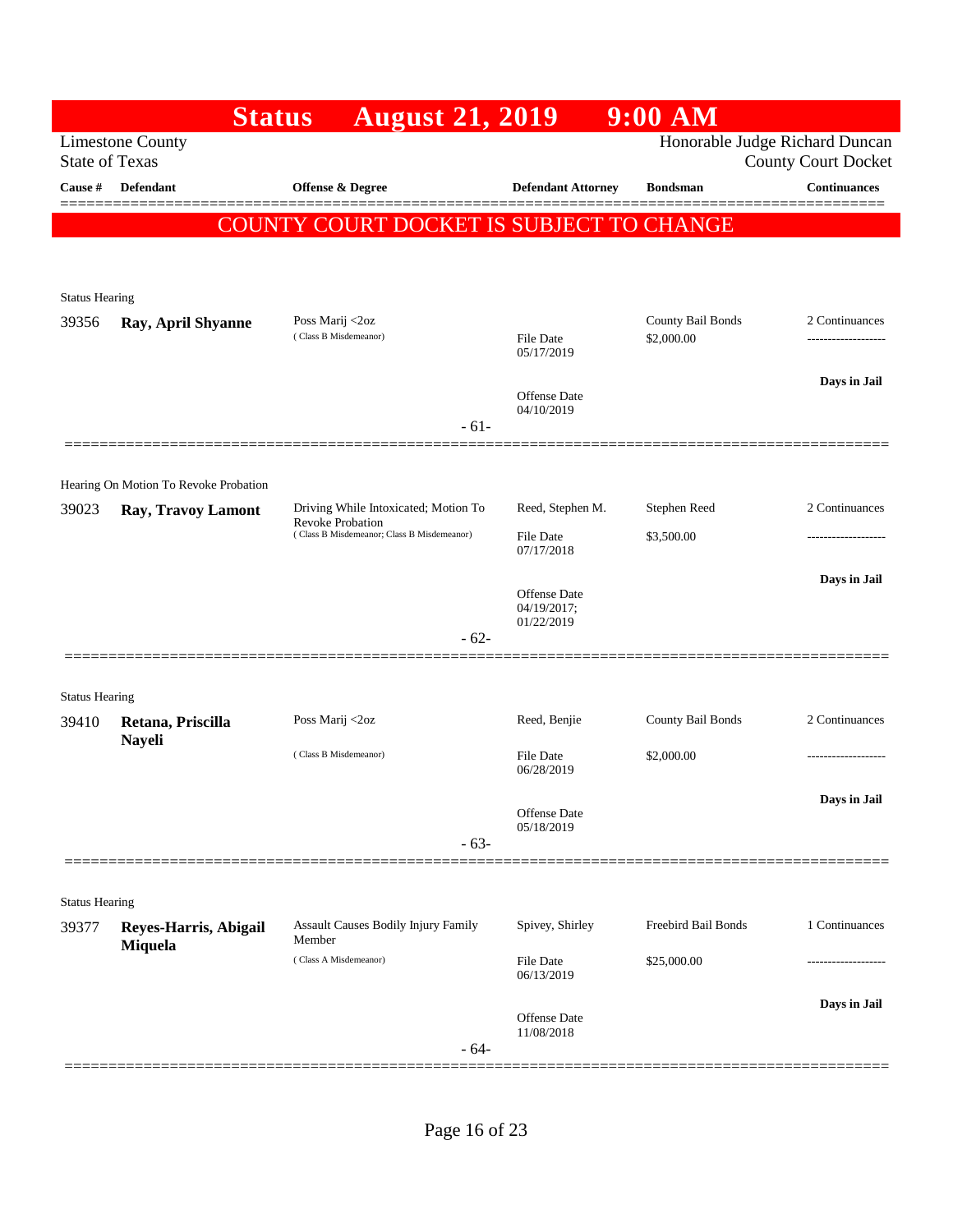# Status August 21, 2019 9:00 AM

Limestone County
State of Texas

Honorable Judge Richard Duncan
County Court Docket

| Cause # | Defendant | Offense & Degree | Defendant Attorney | Bondsman | Continuances |
|---|---|---|---|---|---|

**COUNTY COURT DOCKET IS SUBJECT TO CHANGE**

---

Status Hearing

| Cause # | Defendant | Offense & Degree | Defendant Attorney | Bondsman | Continuances |
|---|---|---|---|---|---|
| 39356 | **Ray, April Shyanne** | Poss Marij <2oz (Class B Misdemeanor) | File Date 05/17/2019; Offense Date 04/10/2019 | County Bail Bonds $2,000.00 | 2 Continuances; **Days in Jail** |

- 61-

---

Hearing On Motion To Revoke Probation

| Cause # | Defendant | Offense & Degree | Defendant Attorney | Bondsman | Continuances |
|---|---|---|---|---|---|
| 39023 | **Ray, Travoy Lamont** | Driving While Intoxicated; Motion To Revoke Probation (Class B Misdemeanor; Class B Misdemeanor) | Reed, Stephen M.; File Date 07/17/2018; Offense Date 04/19/2017; 01/22/2019 | Stephen Reed $3,500.00 | 2 Continuances; **Days in Jail** |

- 62-

---

Status Hearing

| Cause # | Defendant | Offense & Degree | Defendant Attorney | Bondsman | Continuances |
|---|---|---|---|---|---|
| 39410 | **Retana, Priscilla Nayeli** | Poss Marij <2oz (Class B Misdemeanor) | Reed, Benjie; File Date 06/28/2019; Offense Date 05/18/2019 | County Bail Bonds $2,000.00 | 2 Continuances; **Days in Jail** |

- 63-

---

Status Hearing

| Cause # | Defendant | Offense & Degree | Defendant Attorney | Bondsman | Continuances |
|---|---|---|---|---|---|
| 39377 | **Reyes-Harris, Abigail Miquela** | Assault Causes Bodily Injury Family Member (Class A Misdemeanor) | Spivey, Shirley; File Date 06/13/2019; Offense Date 11/08/2018 | Freebird Bail Bonds $25,000.00 | 1 Continuances; **Days in Jail** |

- 64-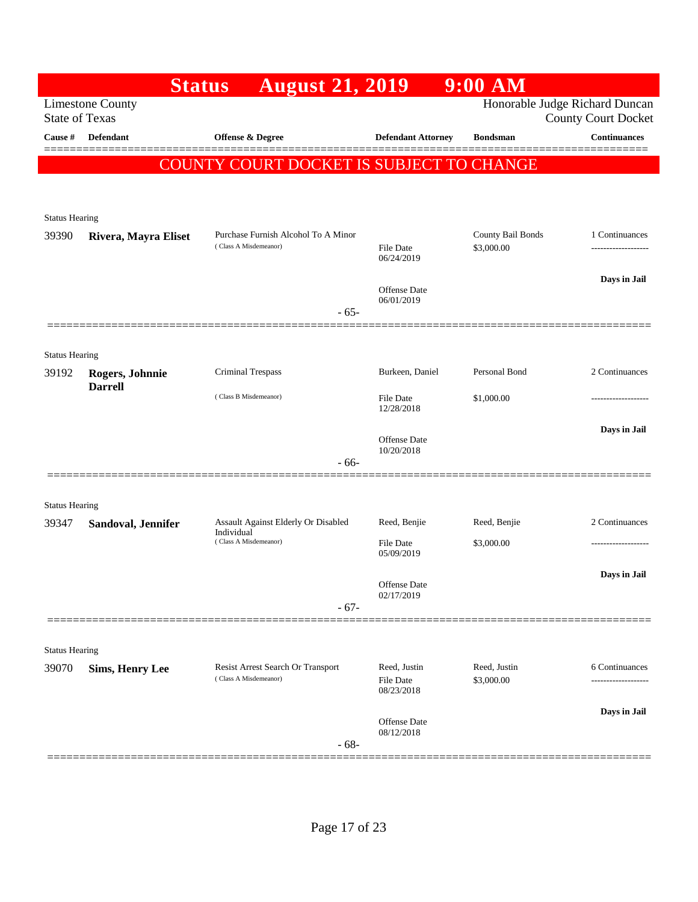# Status August 21, 2019 9:00 AM

Limestone County
State of Texas

Honorable Judge Richard Duncan
County Court Docket

**COUNTY COURT DOCKET IS SUBJECT TO CHANGE**

| Cause # | Defendant | Offense & Degree | Defendant Attorney | Bondsman | Continuances |
|---|---|---|---|---|---|
| Status Hearing | | | | | |
| 39390 | **Rivera, Mayra Eliset** | Purchase Furnish Alcohol To A Minor (Class A Misdemeanor) | File Date 06/24/2019<br>Offense Date 06/01/2019 | County Bail Bonds $3,000.00 | 1 Continuances<br>Days in Jail |
| | | - 65- | | | |
| Status Hearing | | | | | |
| 39192 | **Rogers, Johnnie Darrell** | Criminal Trespass (Class B Misdemeanor) | Burkeen, Daniel<br>File Date 12/28/2018<br>Offense Date 10/20/2018 | Personal Bond $1,000.00 | 2 Continuances<br>Days in Jail |
| | | - 66- | | | |
| Status Hearing | | | | | |
| 39347 | **Sandoval, Jennifer** | Assault Against Elderly Or Disabled Individual (Class A Misdemeanor) | Reed, Benjie<br>File Date 05/09/2019<br>Offense Date 02/17/2019 | Reed, Benjie $3,000.00 | 2 Continuances<br>Days in Jail |
| | | - 67- | | | |
| Status Hearing | | | | | |
| 39070 | **Sims, Henry Lee** | Resist Arrest Search Or Transport (Class A Misdemeanor) | Reed, Justin<br>File Date 08/23/2018<br>Offense Date 08/12/2018 | Reed, Justin $3,000.00 | 6 Continuances<br>Days in Jail |
| | | - 68- | | | |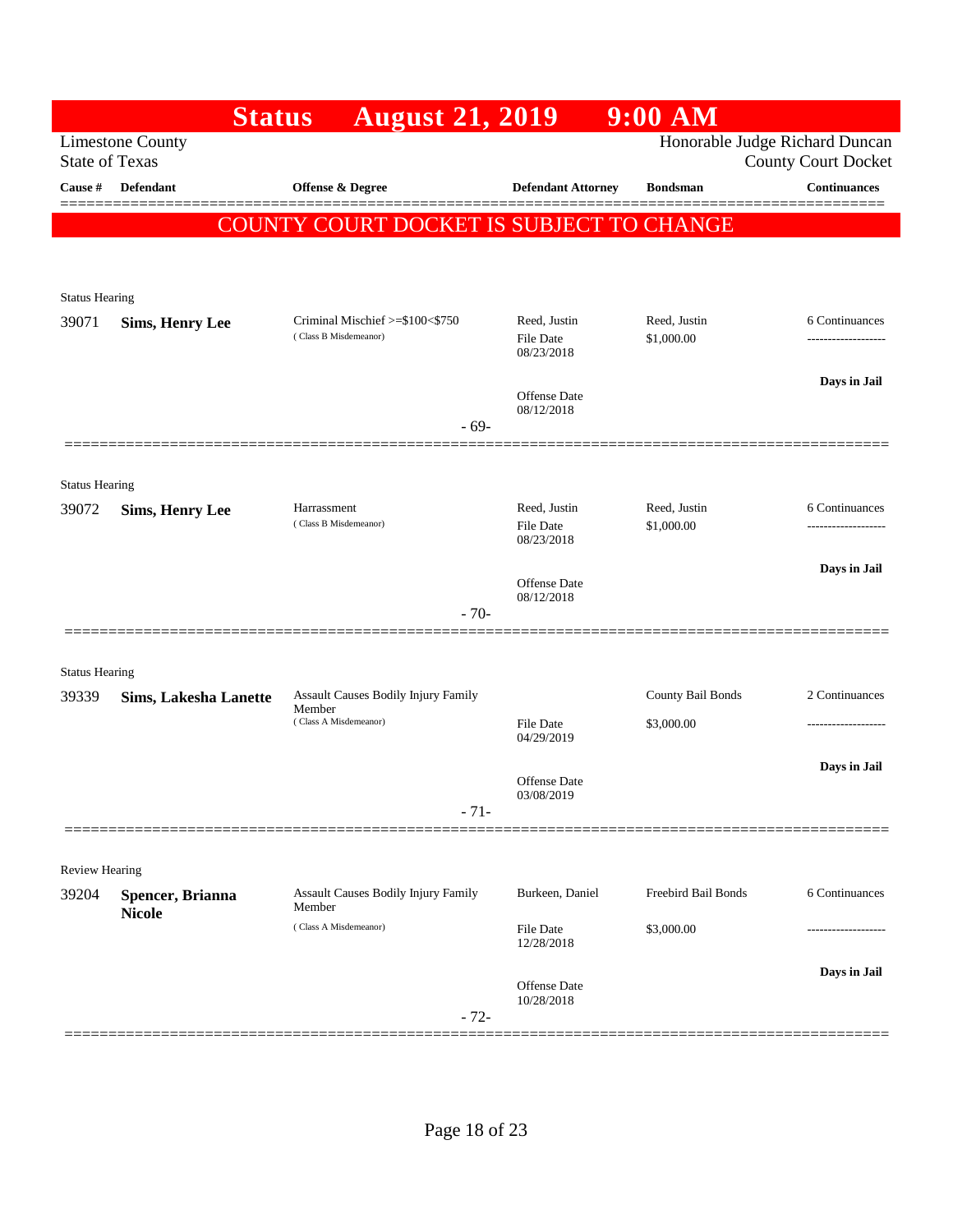# Status August 21, 2019 9:00 AM

Limestone County
State of Texas

Honorable Judge Richard Duncan
County Court Docket

| Cause # | Defendant | Offense & Degree | Defendant Attorney | Bondsman | Continuances |
|---|---|---|---|---|---|

**COUNTY COURT DOCKET IS SUBJECT TO CHANGE**

---

Status Hearing

| Cause # | Defendant | Offense & Degree | Defendant Attorney | Bondsman | Continuances |
|---|---|---|---|---|---|
| 39071 | **Sims, Henry Lee** | Criminal Mischief >=$100<$750 (Class B Misdemeanor) | Reed, Justin<br>File Date 08/23/2018<br>Offense Date 08/12/2018 | Reed, Justin<br>$1,000.00 | 6 Continuances<br>-------------------<br>**Days in Jail** |

- 69-

---

Status Hearing

| Cause # | Defendant | Offense & Degree | Defendant Attorney | Bondsman | Continuances |
|---|---|---|---|---|---|
| 39072 | **Sims, Henry Lee** | Harrassment (Class B Misdemeanor) | Reed, Justin<br>File Date 08/23/2018<br>Offense Date 08/12/2018 | Reed, Justin<br>$1,000.00 | 6 Continuances<br>-------------------<br>**Days in Jail** |

- 70-

---

Status Hearing

| Cause # | Defendant | Offense & Degree | Defendant Attorney | Bondsman | Continuances |
|---|---|---|---|---|---|
| 39339 | **Sims, Lakesha Lanette** | Assault Causes Bodily Injury Family Member (Class A Misdemeanor) | File Date 04/29/2019<br>Offense Date 03/08/2019 | County Bail Bonds<br>$3,000.00 | 2 Continuances<br>-------------------<br>**Days in Jail** |

- 71-

---

Review Hearing

| Cause # | Defendant | Offense & Degree | Defendant Attorney | Bondsman | Continuances |
|---|---|---|---|---|---|
| 39204 | **Spencer, Brianna Nicole** | Assault Causes Bodily Injury Family Member (Class A Misdemeanor) | Burkeen, Daniel<br>File Date 12/28/2018<br>Offense Date 10/28/2018 | Freebird Bail Bonds<br>$3,000.00 | 6 Continuances<br>-------------------<br>**Days in Jail** |

- 72-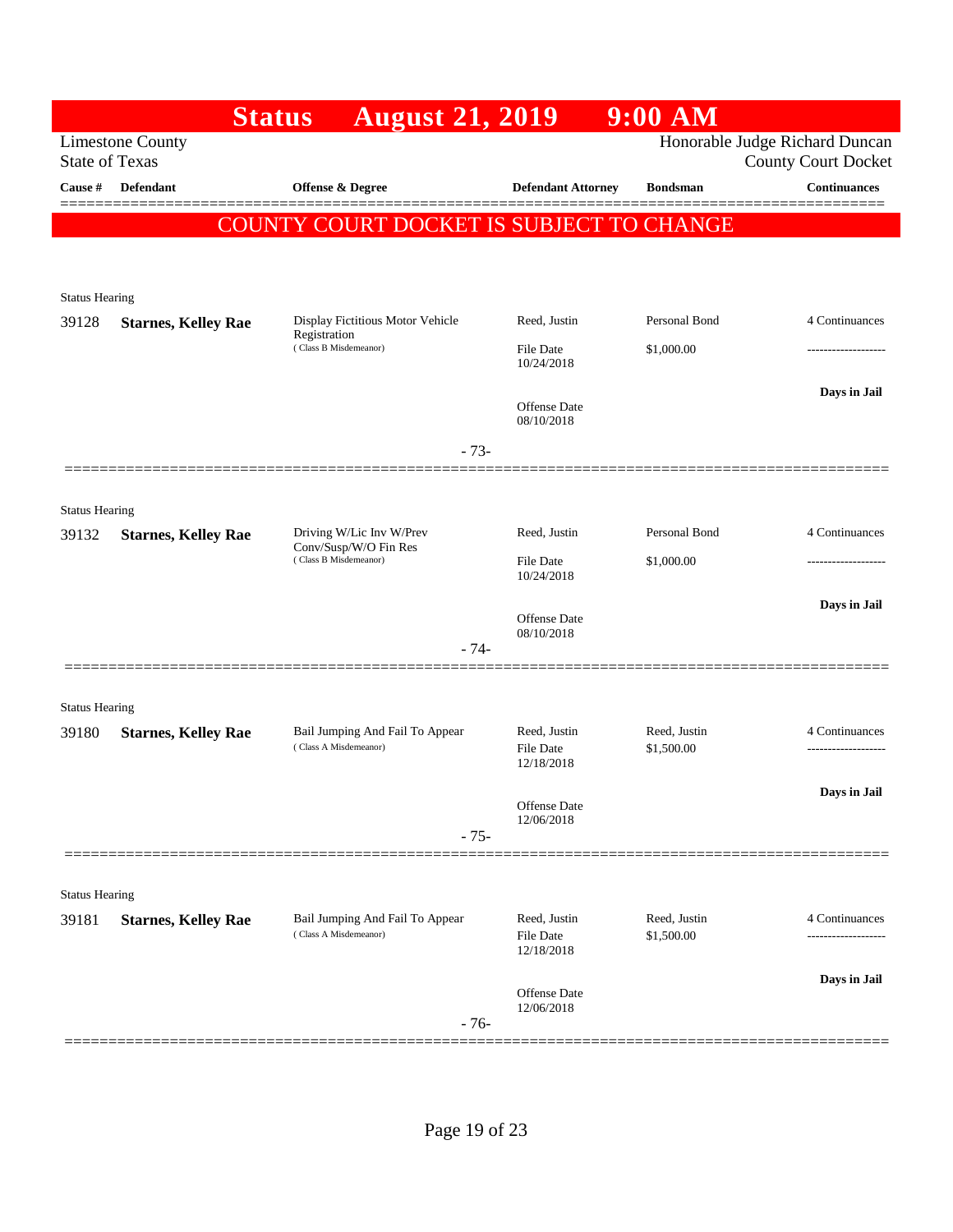# Status August 21, 2019 9:00 AM

Limestone County
State of Texas

Honorable Judge Richard Duncan
County Court Docket

| Cause # | Defendant | Offense & Degree | Defendant Attorney | Bondsman | Continuances |
|---|---|---|---|---|---|

**COUNTY COURT DOCKET IS SUBJECT TO CHANGE**

Status Hearing

| Cause # | Defendant | Offense & Degree | Defendant Attorney | Bondsman | Continuances |
|---|---|---|---|---|---|
| 39128 | **Starnes, Kelley Rae** | Display Fictitious Motor Vehicle Registration (Class B Misdemeanor) | Reed, Justin | Personal Bond | 4 Continuances |
| | | | File Date 10/24/2018 | $1,000.00 | ------------------- |
| | | | Offense Date 08/10/2018 | | **Days in Jail** |

- 73-

Status Hearing

| Cause # | Defendant | Offense & Degree | Defendant Attorney | Bondsman | Continuances |
|---|---|---|---|---|---|
| 39132 | **Starnes, Kelley Rae** | Driving W/Lic Inv W/Prev Conv/Susp/W/O Fin Res (Class B Misdemeanor) | Reed, Justin | Personal Bond | 4 Continuances |
| | | | File Date 10/24/2018 | $1,000.00 | ------------------- |
| | | | Offense Date 08/10/2018 | | **Days in Jail** |

- 74-

Status Hearing

| Cause # | Defendant | Offense & Degree | Defendant Attorney | Bondsman | Continuances |
|---|---|---|---|---|---|
| 39180 | **Starnes, Kelley Rae** | Bail Jumping And Fail To Appear (Class A Misdemeanor) | Reed, Justin | Reed, Justin | 4 Continuances |
| | | | File Date 12/18/2018 | $1,500.00 | ------------------- |
| | | | Offense Date 12/06/2018 | | **Days in Jail** |

- 75-

Status Hearing

| Cause # | Defendant | Offense & Degree | Defendant Attorney | Bondsman | Continuances |
|---|---|---|---|---|---|
| 39181 | **Starnes, Kelley Rae** | Bail Jumping And Fail To Appear (Class A Misdemeanor) | Reed, Justin | Reed, Justin | 4 Continuances |
| | | | File Date 12/18/2018 | $1,500.00 | ------------------- |
| | | | Offense Date 12/06/2018 | | **Days in Jail** |

- 76-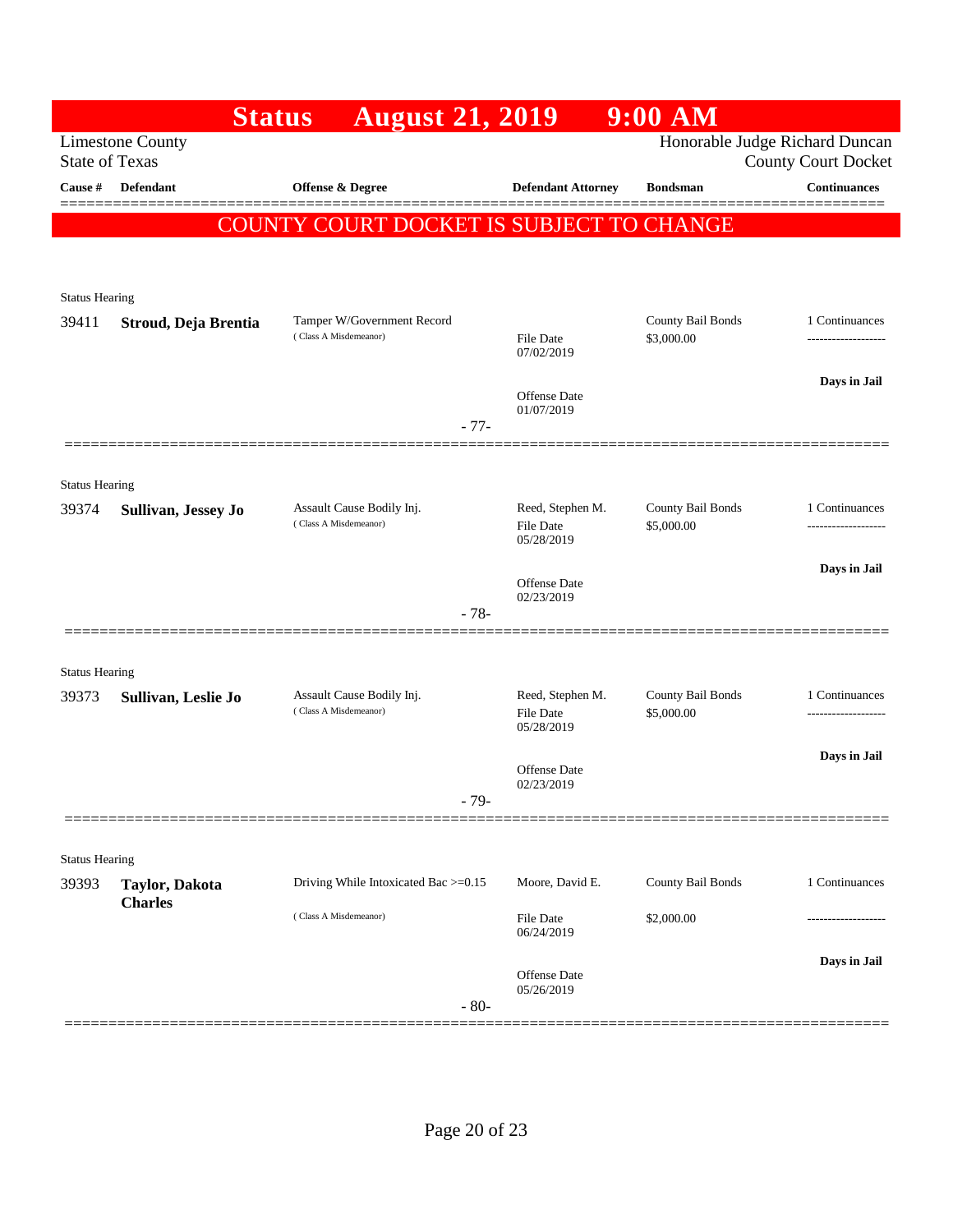# Status August 21, 2019 9:00 AM

Limestone County
State of Texas

Honorable Judge Richard Duncan
County Court Docket

**COUNTY COURT DOCKET IS SUBJECT TO CHANGE**

| Cause # | Defendant | Offense & Degree | Defendant Attorney | Bondsman | Continuances |
|---|---|---|---|---|---|
| Status Hearing | | | | | |
| 39411 | **Stroud, Deja Brentia** | Tamper W/Government Record (Class A Misdemeanor) | File Date 07/02/2019; Offense Date 01/07/2019 | County Bail Bonds $3,000.00 | 1 Continuances; **Days in Jail** |
| | | - 77- | | | |
| Status Hearing | | | | | |
| 39374 | **Sullivan, Jessey Jo** | Assault Cause Bodily Inj. (Class A Misdemeanor) | Reed, Stephen M.; File Date 05/28/2019; Offense Date 02/23/2019 | County Bail Bonds $5,000.00 | 1 Continuances; **Days in Jail** |
| | | - 78- | | | |
| Status Hearing | | | | | |
| 39373 | **Sullivan, Leslie Jo** | Assault Cause Bodily Inj. (Class A Misdemeanor) | Reed, Stephen M.; File Date 05/28/2019; Offense Date 02/23/2019 | County Bail Bonds $5,000.00 | 1 Continuances; **Days in Jail** |
| | | - 79- | | | |
| Status Hearing | | | | | |
| 39393 | **Taylor, Dakota Charles** | Driving While Intoxicated Bac >=0.15 (Class A Misdemeanor) | Moore, David E.; File Date 06/24/2019; Offense Date 05/26/2019 | County Bail Bonds $2,000.00 | 1 Continuances; **Days in Jail** |
| | | - 80- | | | |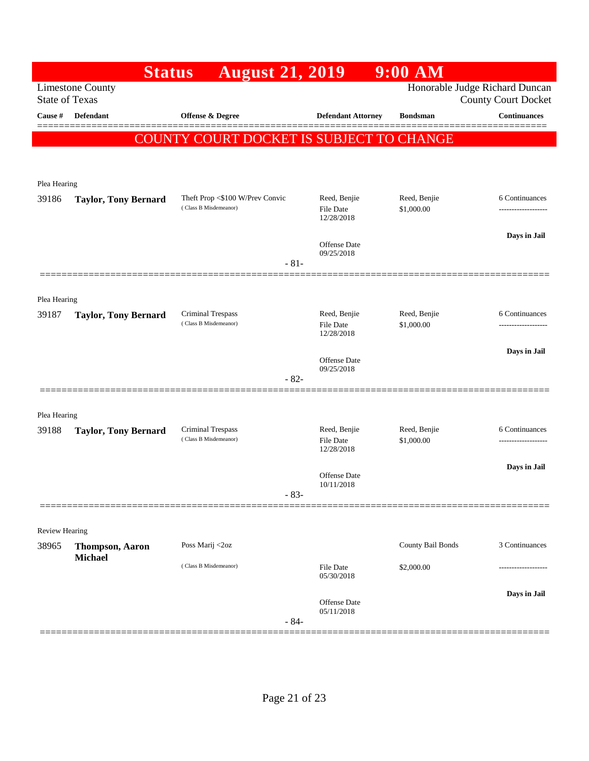# Status August 21, 2019 9:00 AM

Limestone County
State of Texas

Honorable Judge Richard Duncan
County Court Docket

| Cause # | Defendant | Offense & Degree | Defendant Attorney | Bondsman | Continuances |
|---|---|---|---|---|---|

**COUNTY COURT DOCKET IS SUBJECT TO CHANGE**

---

Plea Hearing

| Cause # | Defendant | Offense & Degree | Defendant Attorney | Bondsman | Continuances |
|---|---|---|---|---|---|
| 39186 | **Taylor, Tony Bernard** | Theft Prop <$100 W/Prev Convic (Class B Misdemeanor) | Reed, Benjie<br>File Date 12/28/2018<br>Offense Date 09/25/2018 | Reed, Benjie<br>$1,000.00 | 6 Continuances<br>-------------------<br>**Days in Jail** |

- 81-

---

Plea Hearing

| Cause # | Defendant | Offense & Degree | Defendant Attorney | Bondsman | Continuances |
|---|---|---|---|---|---|
| 39187 | **Taylor, Tony Bernard** | Criminal Trespass (Class B Misdemeanor) | Reed, Benjie<br>File Date 12/28/2018<br>Offense Date 09/25/2018 | Reed, Benjie<br>$1,000.00 | 6 Continuances<br>-------------------<br>**Days in Jail** |

- 82-

---

Plea Hearing

| Cause # | Defendant | Offense & Degree | Defendant Attorney | Bondsman | Continuances |
|---|---|---|---|---|---|
| 39188 | **Taylor, Tony Bernard** | Criminal Trespass (Class B Misdemeanor) | Reed, Benjie<br>File Date 12/28/2018<br>Offense Date 10/11/2018 | Reed, Benjie<br>$1,000.00 | 6 Continuances<br>-------------------<br>**Days in Jail** |

- 83-

---

Review Hearing

| Cause # | Defendant | Offense & Degree | Defendant Attorney | Bondsman | Continuances |
|---|---|---|---|---|---|
| 38965 | **Thompson, Aaron Michael** | Poss Marij <2oz (Class B Misdemeanor) | File Date 05/30/2018<br>Offense Date 05/11/2018 | County Bail Bonds<br>$2,000.00 | 3 Continuances<br>-------------------<br>**Days in Jail** |

- 84-

---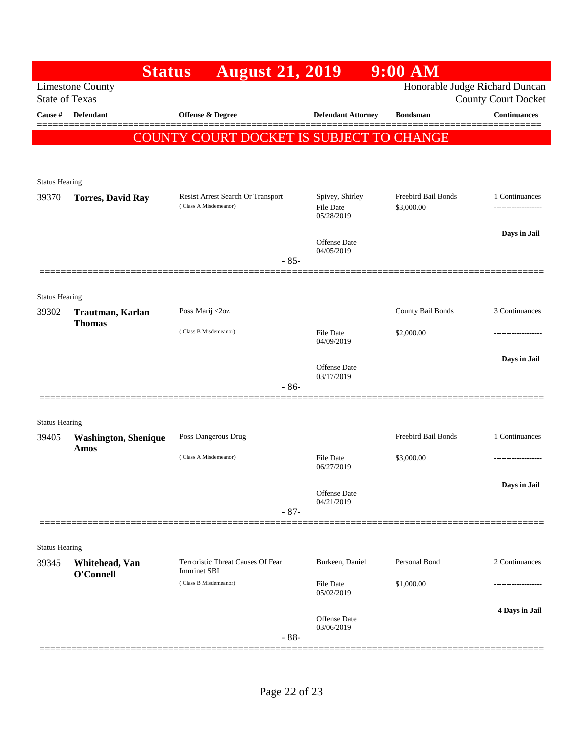# Status August 21, 2019 9:00 AM

Limestone County
State of Texas

Honorable Judge Richard Duncan
County Court Docket

**COUNTY COURT DOCKET IS SUBJECT TO CHANGE**

| Cause # | Defendant | Offense & Degree | Defendant Attorney | Bondsman | Continuances |
|---|---|---|---|---|---|
| Status Hearing | | | | | |
| 39370 | **Torres, David Ray** | Resist Arrest Search Or Transport (Class A Misdemeanor) | Spivey, Shirley<br>File Date 05/28/2019<br>Offense Date 04/05/2019 | Freebird Bail Bonds<br>$3,000.00 | 1 Continuances<br>-------------------<br>**Days in Jail** |
| | | | - 85- | | |
| Status Hearing | | | | | |
| 39302 | **Trautman, Karlan Thomas** | Poss Marij <2oz (Class B Misdemeanor) | File Date 04/09/2019<br>Offense Date 03/17/2019 | County Bail Bonds<br>$2,000.00 | 3 Continuances<br>-------------------<br>**Days in Jail** |
| | | | - 86- | | |
| Status Hearing | | | | | |
| 39405 | **Washington, Shenique Amos** | Poss Dangerous Drug (Class A Misdemeanor) | File Date 06/27/2019<br>Offense Date 04/21/2019 | Freebird Bail Bonds<br>$3,000.00 | 1 Continuances<br>-------------------<br>**Days in Jail** |
| | | | - 87- | | |
| Status Hearing | | | | | |
| 39345 | **Whitehead, Van O'Connell** | Terroristic Threat Causes Of Fear Imminet SBI (Class B Misdemeanor) | Burkeen, Daniel<br>File Date 05/02/2019<br>Offense Date 03/06/2019 | Personal Bond<br>$1,000.00 | 2 Continuances<br>-------------------<br>**4 Days in Jail** |
| | | | - 88- | | |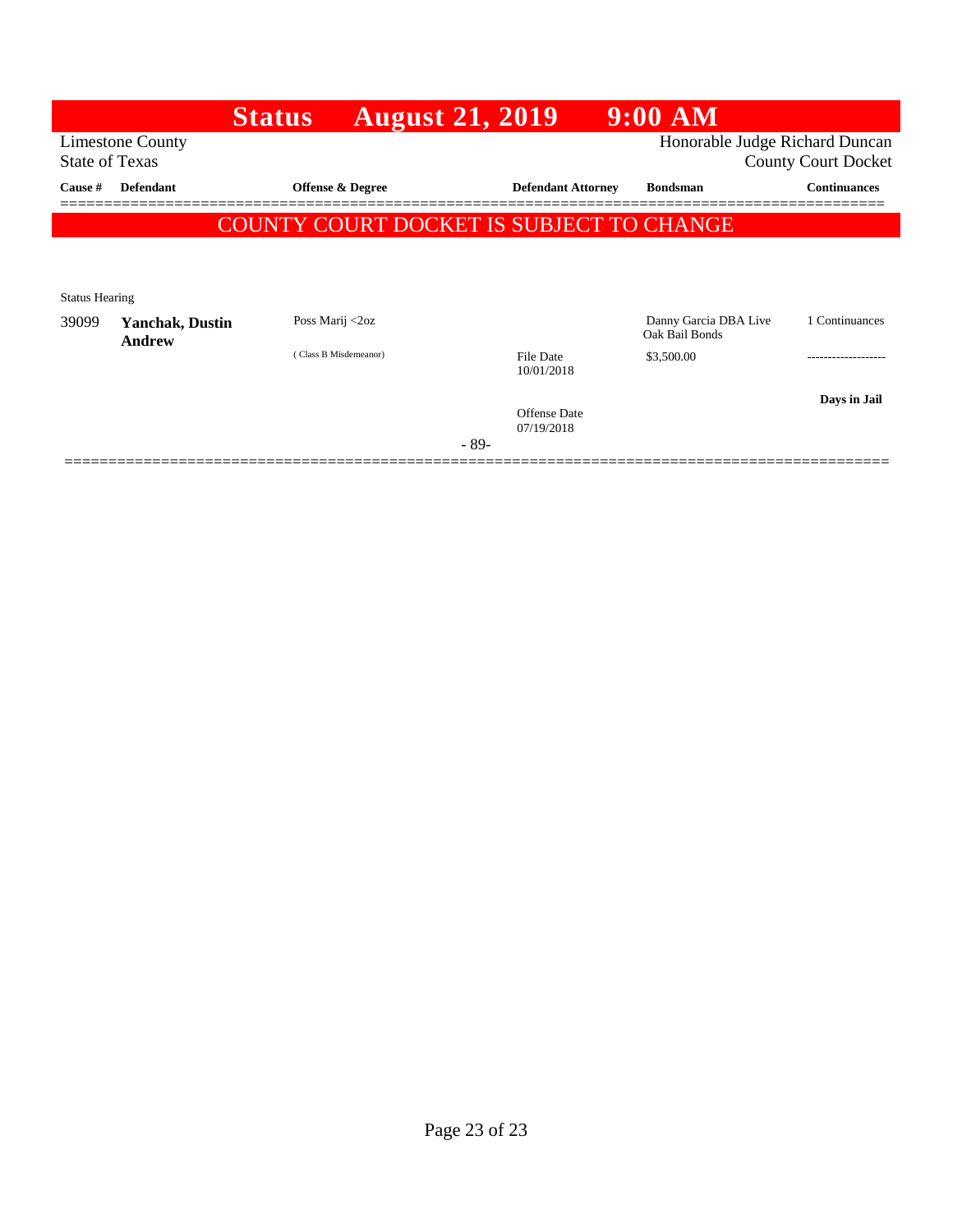# Status August 21, 2019 9:00 AM

Limestone County
State of Texas

Honorable Judge Richard Duncan
County Court Docket

| Cause # | Defendant | Offense & Degree | Defendant Attorney | Bondsman | Continuances |
|---|---|---|---|---|---|

## COUNTY COURT DOCKET IS SUBJECT TO CHANGE

Status Hearing

| Cause # | Defendant | Offense & Degree | Defendant Attorney | Bondsman | Continuances |
|---|---|---|---|---|---|
| 39099 | **Yanchak, Dustin Andrew** | Poss Marij <2oz | | Danny Garcia DBA Live Oak Bail Bonds | 1 Continuances |
| | | ( Class B Misdemeanor) | File Date 10/01/2018 | $3,500.00 | ------------------- |
| | | | Offense Date 07/19/2018 | | **Days in Jail** |

- 89-